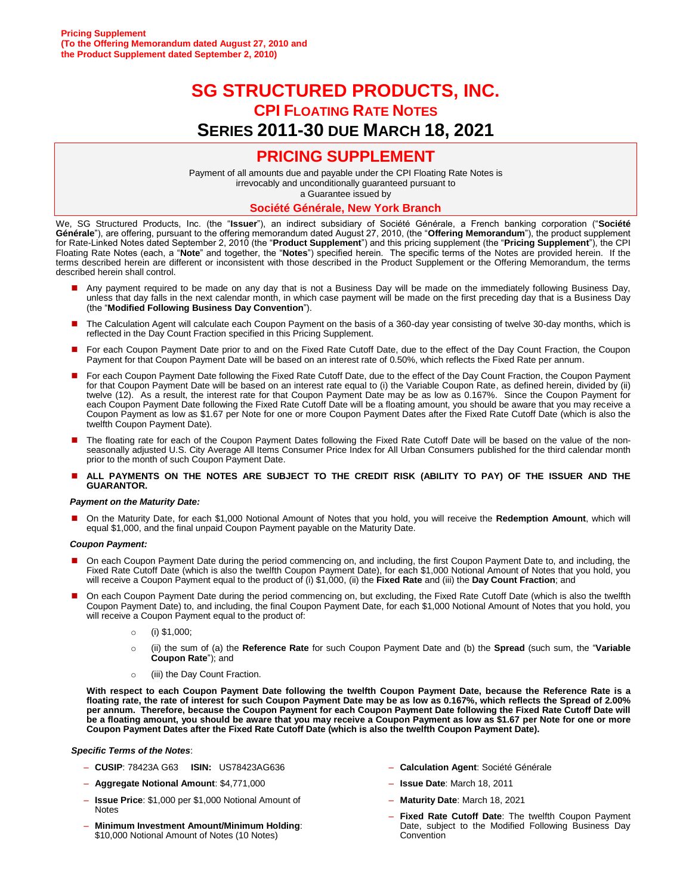**Pricing Supplement**
**(To the Offering Memorandum dated August 27, 2010 and the Product Supplement dated September 2, 2010)**

# SG STRUCTURED PRODUCTS, INC.

## CPI FLOATING RATE NOTES

## SERIES 2011-30 DUE MARCH 18, 2021

## PRICING SUPPLEMENT

Payment of all amounts due and payable under the CPI Floating Rate Notes is irrevocably and unconditionally guaranteed pursuant to a Guarantee issued by

**Société Générale, New York Branch**

We, SG Structured Products, Inc. (the "**Issuer**"), an indirect subsidiary of Société Générale, a French banking corporation ("**Société Générale**"), are offering, pursuant to the offering memorandum dated August 27, 2010, (the "**Offering Memorandum**"), the product supplement for Rate-Linked Notes dated September 2, 2010 (the "**Product Supplement**") and this pricing supplement (the "**Pricing Supplement**"), the CPI Floating Rate Notes (each, a "**Note**" and together, the "**Notes**") specified herein. The specific terms of the Notes are provided herein. If the terms described herein are different or inconsistent with those described in the Product Supplement or the Offering Memorandum, the terms described herein shall control.

- Any payment required to be made on any day that is not a Business Day will be made on the immediately following Business Day, unless that day falls in the next calendar month, in which case payment will be made on the first preceding day that is a Business Day (the "**Modified Following Business Day Convention**").
- The Calculation Agent will calculate each Coupon Payment on the basis of a 360-day year consisting of twelve 30-day months, which is reflected in the Day Count Fraction specified in this Pricing Supplement.
- For each Coupon Payment Date prior to and on the Fixed Rate Cutoff Date, due to the effect of the Day Count Fraction, the Coupon Payment for that Coupon Payment Date will be based on an interest rate of 0.50%, which reflects the Fixed Rate per annum.
- For each Coupon Payment Date following the Fixed Rate Cutoff Date, due to the effect of the Day Count Fraction, the Coupon Payment for that Coupon Payment Date will be based on an interest rate equal to (i) the Variable Coupon Rate, as defined herein, divided by (ii) twelve (12). As a result, the interest rate for that Coupon Payment Date may be as low as 0.167%. Since the Coupon Payment for each Coupon Payment Date following the Fixed Rate Cutoff Date will be a floating amount, you should be aware that you may receive a Coupon Payment as low as $1.67 per Note for one or more Coupon Payment Dates after the Fixed Rate Cutoff Date (which is also the twelfth Coupon Payment Date).
- The floating rate for each of the Coupon Payment Dates following the Fixed Rate Cutoff Date will be based on the value of the non-seasonally adjusted U.S. City Average All Items Consumer Price Index for All Urban Consumers published for the third calendar month prior to the month of such Coupon Payment Date.
- **ALL PAYMENTS ON THE NOTES ARE SUBJECT TO THE CREDIT RISK (ABILITY TO PAY) OF THE ISSUER AND THE GUARANTOR.**

***Payment on the Maturity Date:***

- On the Maturity Date, for each $1,000 Notional Amount of Notes that you hold, you will receive the **Redemption Amount**, which will equal $1,000, and the final unpaid Coupon Payment payable on the Maturity Date.

***Coupon Payment:***

- On each Coupon Payment Date during the period commencing on, and including, the first Coupon Payment Date to, and including, the Fixed Rate Cutoff Date (which is also the twelfth Coupon Payment Date), for each $1,000 Notional Amount of Notes that you hold, you will receive a Coupon Payment equal to the product of (i) $1,000, (ii) the **Fixed Rate** and (iii) the **Day Count Fraction**; and
- On each Coupon Payment Date during the period commencing on, but excluding, the Fixed Rate Cutoff Date (which is also the twelfth Coupon Payment Date) to, and including, the final Coupon Payment Date, for each $1,000 Notional Amount of Notes that you hold, you will receive a Coupon Payment equal to the product of:
  - (i) $1,000;
  - (ii) the sum of (a) the **Reference Rate** for such Coupon Payment Date and (b) the **Spread** (such sum, the "**Variable Coupon Rate**"); and
  - (iii) the Day Count Fraction.

**With respect to each Coupon Payment Date following the twelfth Coupon Payment Date, because the Reference Rate is a floating rate, the rate of interest for such Coupon Payment Date may be as low as 0.167%, which reflects the Spread of 2.00% per annum. Therefore, because the Coupon Payment for each Coupon Payment Date following the Fixed Rate Cutoff Date will be a floating amount, you should be aware that you may receive a Coupon Payment as low as $1.67 per Note for one or more Coupon Payment Dates after the Fixed Rate Cutoff Date (which is also the twelfth Coupon Payment Date).**

***Specific Terms of the Notes***:

- **CUSIP**: 78423A G63 **ISIN:** US78423AG636
- **Aggregate Notional Amount**: $4,771,000
- **Issue Price**: $1,000 per $1,000 Notional Amount of Notes
- **Minimum Investment Amount/Minimum Holding**: $10,000 Notional Amount of Notes (10 Notes)
- **Calculation Agent**: Société Générale
- **Issue Date**: March 18, 2011
- **Maturity Date**: March 18, 2021
- **Fixed Rate Cutoff Date**: The twelfth Coupon Payment Date, subject to the Modified Following Business Day Convention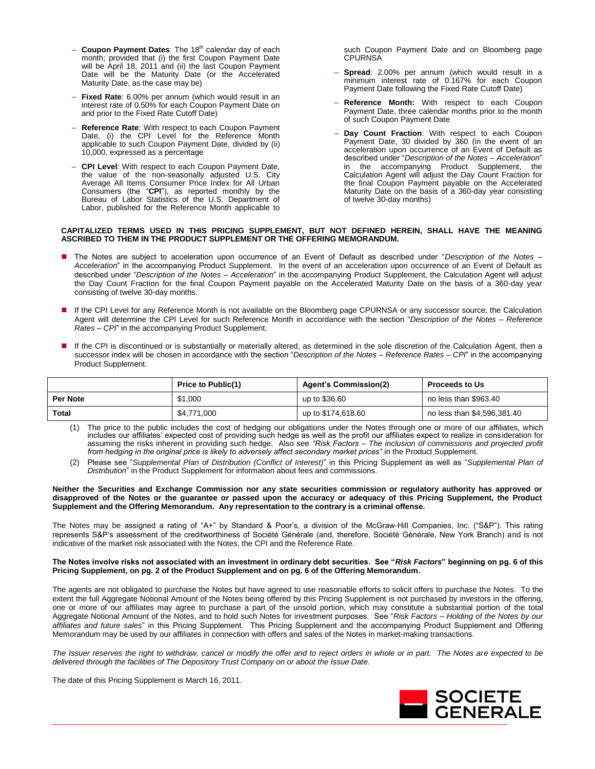- **Coupon Payment Dates**: The 18th calendar day of each month; provided that (i) the first Coupon Payment Date will be April 18, 2011 and (ii) the last Coupon Payment Date will be the Maturity Date (or the Accelerated Maturity Date, as the case may be)
- **Fixed Rate**: 6.00% per annum (which would result in an interest rate of 0.50% for each Coupon Payment Date on and prior to the Fixed Rate Cutoff Date)
- **Reference Rate**: With respect to each Coupon Payment Date, (i) the CPI Level for the Reference Month applicable to such Coupon Payment Date, divided by (ii) 10,000, expressed as a percentage
- **CPI Level**: With respect to each Coupon Payment Date, the value of the non-seasonally adjusted U.S. City Average All Items Consumer Price Index for All Urban Consumers (the "**CPI**"), as reported monthly by the Bureau of Labor Statistics of the U.S. Department of Labor, published for the Reference Month applicable to such Coupon Payment Date and on Bloomberg page CPURNSA
- **Spread**: 2.00% per annum (which would result in a minimum interest rate of 0.167% for each Coupon Payment Date following the Fixed Rate Cutoff Date)
- **Reference Month:** With respect to each Coupon Payment Date, three calendar months prior to the month of such Coupon Payment Date
- **Day Count Fraction**: With respect to each Coupon Payment Date, 30 divided by 360 (in the event of an acceleration upon occurrence of an Event of Default as described under "*Description of the Notes – Acceleration*" in the accompanying Product Supplement, the Calculation Agent will adjust the Day Count Fraction for the final Coupon Payment payable on the Accelerated Maturity Date on the basis of a 360-day year consisting of twelve 30-day months)

**CAPITALIZED TERMS USED IN THIS PRICING SUPPLEMENT, BUT NOT DEFINED HEREIN, SHALL HAVE THE MEANING ASCRIBED TO THEM IN THE PRODUCT SUPPLEMENT OR THE OFFERING MEMORANDUM.**

- The Notes are subject to acceleration upon occurrence of an Event of Default as described under "*Description of the Notes – Acceleration*" in the accompanying Product Supplement. In the event of an acceleration upon occurrence of an Event of Default as described under "*Description of the Notes – Acceleration*" in the accompanying Product Supplement, the Calculation Agent will adjust the Day Count Fraction for the final Coupon Payment payable on the Accelerated Maturity Date on the basis of a 360-day year consisting of twelve 30-day months.
- If the CPI Level for any Reference Month is not available on the Bloomberg page CPURNSA or any successor source, the Calculation Agent will determine the CPI Level for such Reference Month in accordance with the section "*Description of the Notes – Reference Rates – CPI*" in the accompanying Product Supplement.
- If the CPI is discontinued or is substantially or materially altered, as determined in the sole discretion of the Calculation Agent, then a successor index will be chosen in accordance with the section "*Description of the Notes – Reference Rates – CPI*" in the accompanying Product Supplement.

| | Price to Public(1) | Agent's Commission(2) | Proceeds to Us |
|---|---|---|---|
| **Per Note** | $1,000 | up to $36.60 | no less than $963.40 |
| **Total** | $4,771,000 | up to $174,618.60 | no less than $4,596,381.40 |

(1) The price to the public includes the cost of hedging our obligations under the Notes through one or more of our affiliates, which includes our affiliates' expected cost of providing such hedge as well as the profit our affiliates expect to realize in consideration for assuming the risks inherent in providing such hedge. Also see *"Risk Factors – The inclusion of commissions and projected profit from hedging in the original price is likely to adversely affect secondary market prices"* in the Product Supplement.

(2) Please see "*Supplemental Plan of Distribution (Conflict of Interest)*" in this Pricing Supplement as well as "*Supplemental Plan of Distribution*" in the Product Supplement for information about fees and commissions.

**Neither the Securities and Exchange Commission nor any state securities commission or regulatory authority has approved or disapproved of the Notes or the guarantee or passed upon the accuracy or adequacy of this Pricing Supplement, the Product Supplement and the Offering Memorandum. Any representation to the contrary is a criminal offense.**

The Notes may be assigned a rating of "A+" by Standard & Poor's, a division of the McGraw-Hill Companies, Inc. ("S&P"). This rating represents S&P's assessment of the creditworthiness of Société Générale (and, therefore, Société Générale, New York Branch) and is not indicative of the market risk associated with the Notes, the CPI and the Reference Rate.

**The Notes involve risks not associated with an investment in ordinary debt securities. See "*Risk Factors*" beginning on pg. 6 of this Pricing Supplement, on pg. 2 of the Product Supplement and on pg. 6 of the Offering Memorandum.**

The agents are not obligated to purchase the Notes but have agreed to use reasonable efforts to solicit offers to purchase the Notes. To the extent the full Aggregate Notional Amount of the Notes being offered by this Pricing Supplement is not purchased by investors in the offering, one or more of our affiliates may agree to purchase a part of the unsold portion, which may constitute a substantial portion of the total Aggregate Notional Amount of the Notes, and to hold such Notes for investment purposes. See "*Risk Factors – Holding of the Notes by our affiliates and future sales*" in this Pricing Supplement. This Pricing Supplement and the accompanying Product Supplement and Offering Memorandum may be used by our affiliates in connection with offers and sales of the Notes in market-making transactions.

*The Issuer reserves the right to withdraw, cancel or modify the offer and to reject orders in whole or in part. The Notes are expected to be delivered through the facilities of The Depository Trust Company on or about the Issue Date.*

The date of this Pricing Supplement is March 16, 2011.

SOCIETE GENERALE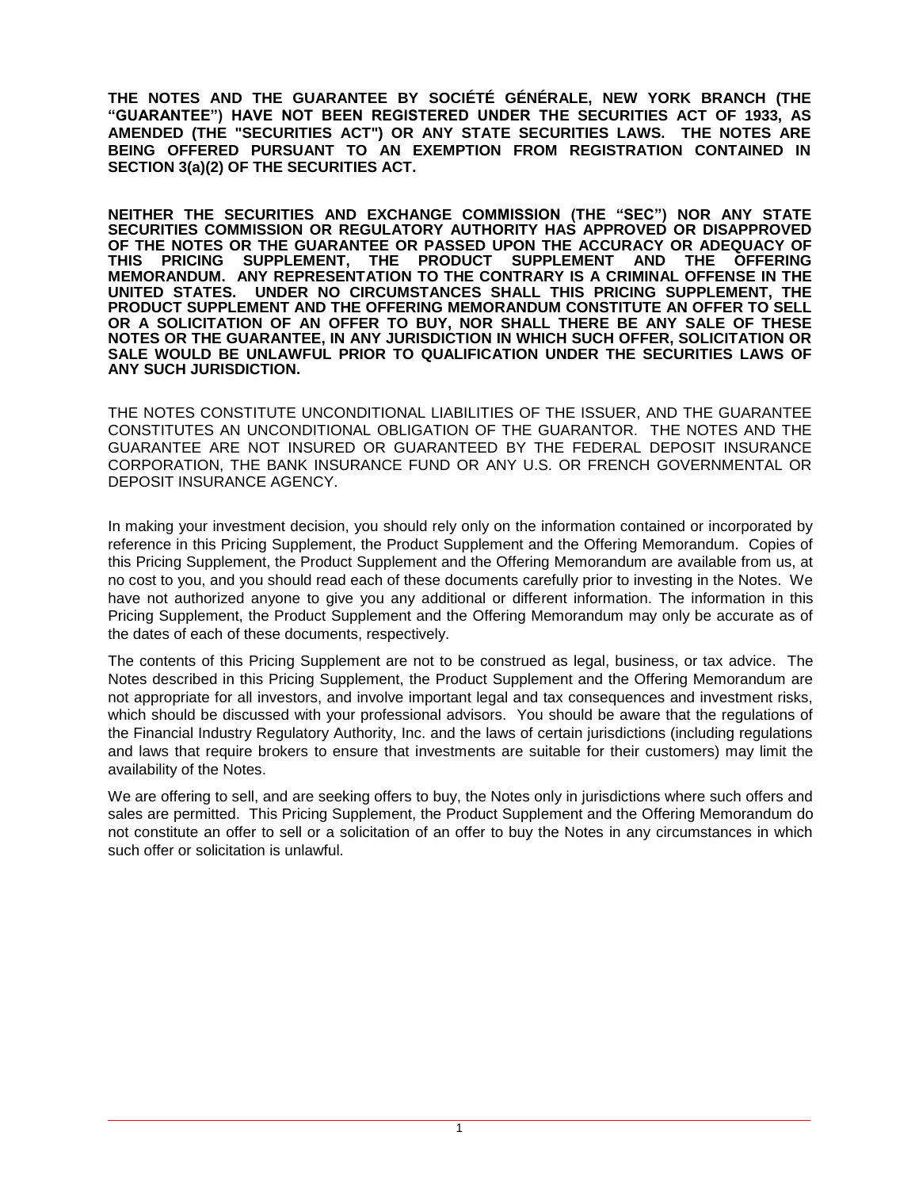**THE NOTES AND THE GUARANTEE BY SOCIÉTÉ GÉNÉRALE, NEW YORK BRANCH (THE "GUARANTEE") HAVE NOT BEEN REGISTERED UNDER THE SECURITIES ACT OF 1933, AS AMENDED (THE "SECURITIES ACT") OR ANY STATE SECURITIES LAWS. THE NOTES ARE BEING OFFERED PURSUANT TO AN EXEMPTION FROM REGISTRATION CONTAINED IN SECTION 3(a)(2) OF THE SECURITIES ACT.**

**NEITHER THE SECURITIES AND EXCHANGE COMMISSION (THE "SEC") NOR ANY STATE SECURITIES COMMISSION OR REGULATORY AUTHORITY HAS APPROVED OR DISAPPROVED OF THE NOTES OR THE GUARANTEE OR PASSED UPON THE ACCURACY OR ADEQUACY OF THIS PRICING SUPPLEMENT, THE PRODUCT SUPPLEMENT AND THE OFFERING MEMORANDUM. ANY REPRESENTATION TO THE CONTRARY IS A CRIMINAL OFFENSE IN THE UNITED STATES. UNDER NO CIRCUMSTANCES SHALL THIS PRICING SUPPLEMENT, THE PRODUCT SUPPLEMENT AND THE OFFERING MEMORANDUM CONSTITUTE AN OFFER TO SELL OR A SOLICITATION OF AN OFFER TO BUY, NOR SHALL THERE BE ANY SALE OF THESE NOTES OR THE GUARANTEE, IN ANY JURISDICTION IN WHICH SUCH OFFER, SOLICITATION OR SALE WOULD BE UNLAWFUL PRIOR TO QUALIFICATION UNDER THE SECURITIES LAWS OF ANY SUCH JURISDICTION.**

THE NOTES CONSTITUTE UNCONDITIONAL LIABILITIES OF THE ISSUER, AND THE GUARANTEE CONSTITUTES AN UNCONDITIONAL OBLIGATION OF THE GUARANTOR. THE NOTES AND THE GUARANTEE ARE NOT INSURED OR GUARANTEED BY THE FEDERAL DEPOSIT INSURANCE CORPORATION, THE BANK INSURANCE FUND OR ANY U.S. OR FRENCH GOVERNMENTAL OR DEPOSIT INSURANCE AGENCY.

In making your investment decision, you should rely only on the information contained or incorporated by reference in this Pricing Supplement, the Product Supplement and the Offering Memorandum. Copies of this Pricing Supplement, the Product Supplement and the Offering Memorandum are available from us, at no cost to you, and you should read each of these documents carefully prior to investing in the Notes. We have not authorized anyone to give you any additional or different information. The information in this Pricing Supplement, the Product Supplement and the Offering Memorandum may only be accurate as of the dates of each of these documents, respectively.

The contents of this Pricing Supplement are not to be construed as legal, business, or tax advice. The Notes described in this Pricing Supplement, the Product Supplement and the Offering Memorandum are not appropriate for all investors, and involve important legal and tax consequences and investment risks, which should be discussed with your professional advisors. You should be aware that the regulations of the Financial Industry Regulatory Authority, Inc. and the laws of certain jurisdictions (including regulations and laws that require brokers to ensure that investments are suitable for their customers) may limit the availability of the Notes.

We are offering to sell, and are seeking offers to buy, the Notes only in jurisdictions where such offers and sales are permitted. This Pricing Supplement, the Product Supplement and the Offering Memorandum do not constitute an offer to sell or a solicitation of an offer to buy the Notes in any circumstances in which such offer or solicitation is unlawful.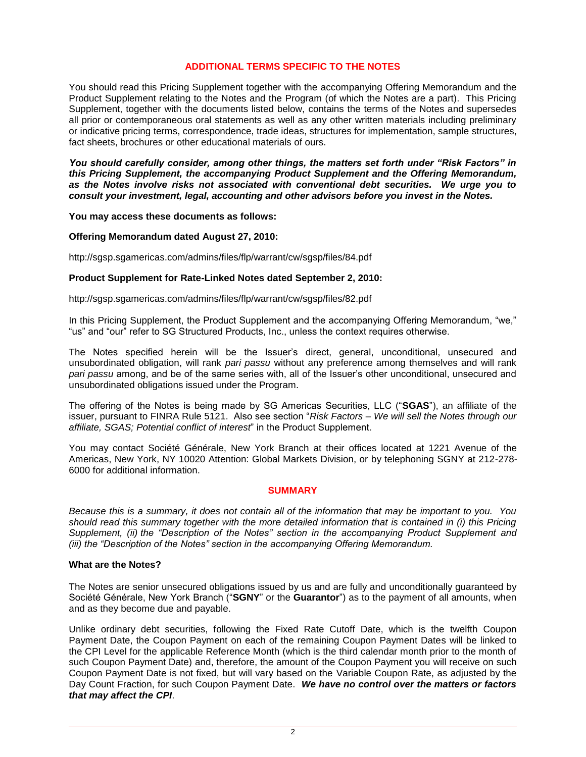## ADDITIONAL TERMS SPECIFIC TO THE NOTES

You should read this Pricing Supplement together with the accompanying Offering Memorandum and the Product Supplement relating to the Notes and the Program (of which the Notes are a part). This Pricing Supplement, together with the documents listed below, contains the terms of the Notes and supersedes all prior or contemporaneous oral statements as well as any other written materials including preliminary or indicative pricing terms, correspondence, trade ideas, structures for implementation, sample structures, fact sheets, brochures or other educational materials of ours.

***You should carefully consider, among other things, the matters set forth under "Risk Factors" in this Pricing Supplement, the accompanying Product Supplement and the Offering Memorandum, as the Notes involve risks not associated with conventional debt securities. We urge you to consult your investment, legal, accounting and other advisors before you invest in the Notes.***

**You may access these documents as follows:**

**Offering Memorandum dated August 27, 2010:**

http://sgsp.sgamericas.com/admins/files/flp/warrant/cw/sgsp/files/84.pdf

**Product Supplement for Rate-Linked Notes dated September 2, 2010:**

http://sgsp.sgamericas.com/admins/files/flp/warrant/cw/sgsp/files/82.pdf

In this Pricing Supplement, the Product Supplement and the accompanying Offering Memorandum, "we," "us" and "our" refer to SG Structured Products, Inc., unless the context requires otherwise.

The Notes specified herein will be the Issuer's direct, general, unconditional, unsecured and unsubordinated obligation, will rank *pari passu* without any preference among themselves and will rank *pari passu* among, and be of the same series with, all of the Issuer's other unconditional, unsecured and unsubordinated obligations issued under the Program.

The offering of the Notes is being made by SG Americas Securities, LLC ("**SGAS**"), an affiliate of the issuer, pursuant to FINRA Rule 5121. Also see section "*Risk Factors – We will sell the Notes through our affiliate, SGAS; Potential conflict of interest*" in the Product Supplement.

You may contact Société Générale, New York Branch at their offices located at 1221 Avenue of the Americas, New York, NY 10020 Attention: Global Markets Division, or by telephoning SGNY at 212-278-6000 for additional information.

## SUMMARY

*Because this is a summary, it does not contain all of the information that may be important to you. You should read this summary together with the more detailed information that is contained in (i) this Pricing Supplement, (ii) the "Description of the Notes" section in the accompanying Product Supplement and (iii) the "Description of the Notes" section in the accompanying Offering Memorandum.*

**What are the Notes?**

The Notes are senior unsecured obligations issued by us and are fully and unconditionally guaranteed by Société Générale, New York Branch ("**SGNY**" or the **Guarantor**") as to the payment of all amounts, when and as they become due and payable.

Unlike ordinary debt securities, following the Fixed Rate Cutoff Date, which is the twelfth Coupon Payment Date, the Coupon Payment on each of the remaining Coupon Payment Dates will be linked to the CPI Level for the applicable Reference Month (which is the third calendar month prior to the month of such Coupon Payment Date) and, therefore, the amount of the Coupon Payment you will receive on such Coupon Payment Date is not fixed, but will vary based on the Variable Coupon Rate, as adjusted by the Day Count Fraction, for such Coupon Payment Date. ***We have no control over the matters or factors that may affect the CPI***.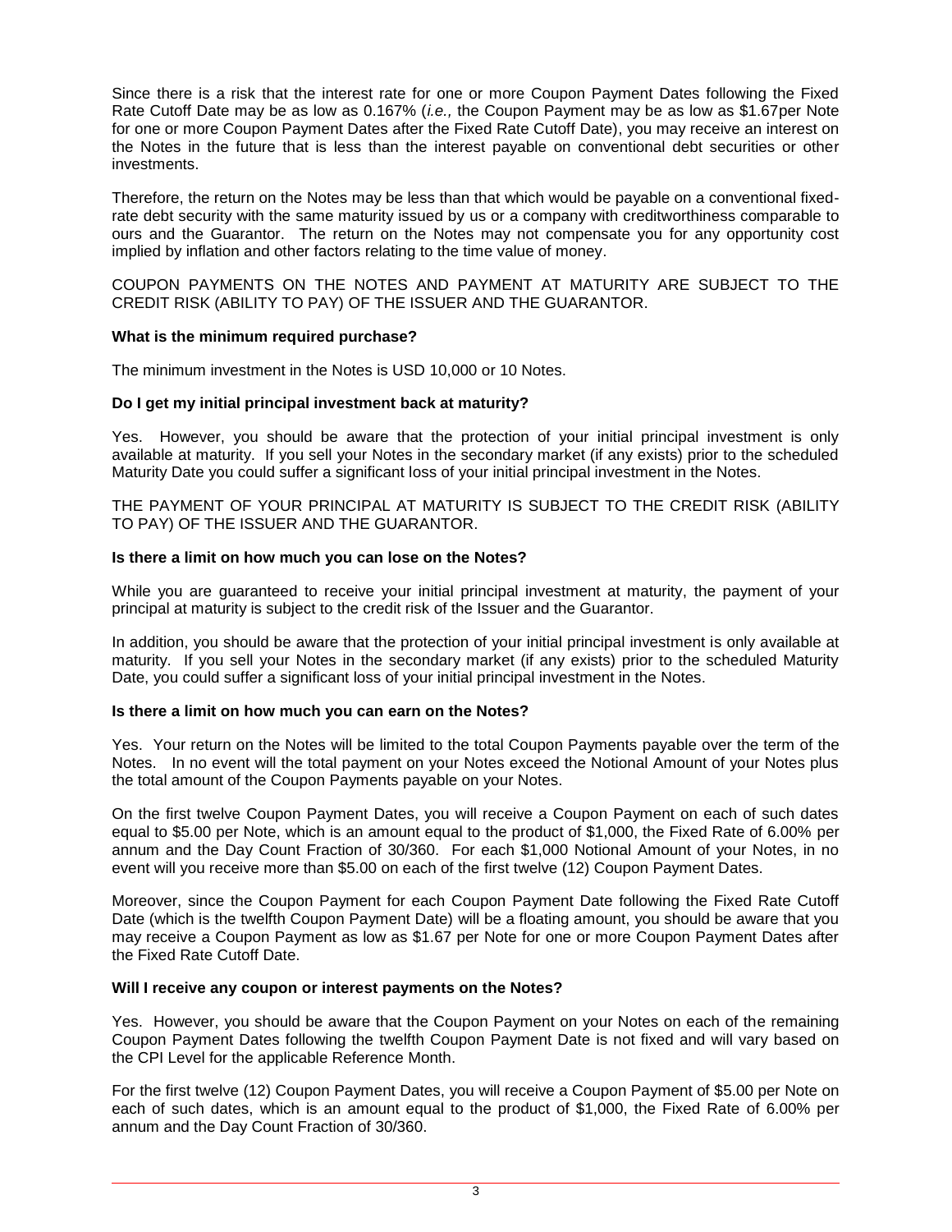Since there is a risk that the interest rate for one or more Coupon Payment Dates following the Fixed Rate Cutoff Date may be as low as 0.167% (*i.e.,* the Coupon Payment may be as low as $1.67per Note for one or more Coupon Payment Dates after the Fixed Rate Cutoff Date), you may receive an interest on the Notes in the future that is less than the interest payable on conventional debt securities or other investments.

Therefore, the return on the Notes may be less than that which would be payable on a conventional fixed-rate debt security with the same maturity issued by us or a company with creditworthiness comparable to ours and the Guarantor. The return on the Notes may not compensate you for any opportunity cost implied by inflation and other factors relating to the time value of money.

COUPON PAYMENTS ON THE NOTES AND PAYMENT AT MATURITY ARE SUBJECT TO THE CREDIT RISK (ABILITY TO PAY) OF THE ISSUER AND THE GUARANTOR.

**What is the minimum required purchase?**

The minimum investment in the Notes is USD 10,000 or 10 Notes.

**Do I get my initial principal investment back at maturity?**

Yes. However, you should be aware that the protection of your initial principal investment is only available at maturity. If you sell your Notes in the secondary market (if any exists) prior to the scheduled Maturity Date you could suffer a significant loss of your initial principal investment in the Notes.

THE PAYMENT OF YOUR PRINCIPAL AT MATURITY IS SUBJECT TO THE CREDIT RISK (ABILITY TO PAY) OF THE ISSUER AND THE GUARANTOR.

**Is there a limit on how much you can lose on the Notes?**

While you are guaranteed to receive your initial principal investment at maturity, the payment of your principal at maturity is subject to the credit risk of the Issuer and the Guarantor.

In addition, you should be aware that the protection of your initial principal investment is only available at maturity. If you sell your Notes in the secondary market (if any exists) prior to the scheduled Maturity Date, you could suffer a significant loss of your initial principal investment in the Notes.

**Is there a limit on how much you can earn on the Notes?**

Yes. Your return on the Notes will be limited to the total Coupon Payments payable over the term of the Notes. In no event will the total payment on your Notes exceed the Notional Amount of your Notes plus the total amount of the Coupon Payments payable on your Notes.

On the first twelve Coupon Payment Dates, you will receive a Coupon Payment on each of such dates equal to $5.00 per Note, which is an amount equal to the product of $1,000, the Fixed Rate of 6.00% per annum and the Day Count Fraction of 30/360. For each $1,000 Notional Amount of your Notes, in no event will you receive more than $5.00 on each of the first twelve (12) Coupon Payment Dates.

Moreover, since the Coupon Payment for each Coupon Payment Date following the Fixed Rate Cutoff Date (which is the twelfth Coupon Payment Date) will be a floating amount, you should be aware that you may receive a Coupon Payment as low as $1.67 per Note for one or more Coupon Payment Dates after the Fixed Rate Cutoff Date.

**Will I receive any coupon or interest payments on the Notes?**

Yes. However, you should be aware that the Coupon Payment on your Notes on each of the remaining Coupon Payment Dates following the twelfth Coupon Payment Date is not fixed and will vary based on the CPI Level for the applicable Reference Month.

For the first twelve (12) Coupon Payment Dates, you will receive a Coupon Payment of $5.00 per Note on each of such dates, which is an amount equal to the product of $1,000, the Fixed Rate of 6.00% per annum and the Day Count Fraction of 30/360.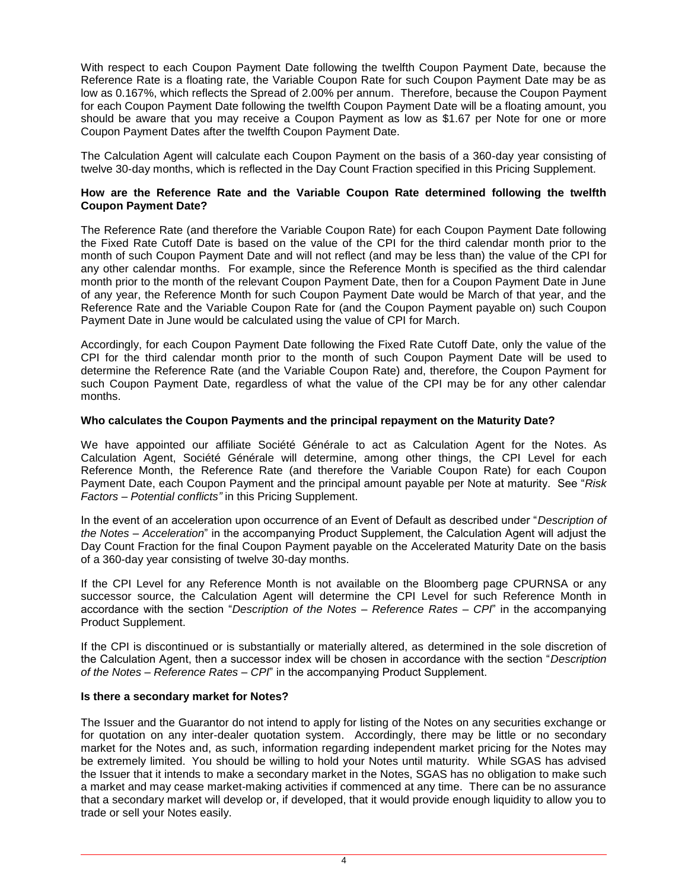With respect to each Coupon Payment Date following the twelfth Coupon Payment Date, because the Reference Rate is a floating rate, the Variable Coupon Rate for such Coupon Payment Date may be as low as 0.167%, which reflects the Spread of 2.00% per annum. Therefore, because the Coupon Payment for each Coupon Payment Date following the twelfth Coupon Payment Date will be a floating amount, you should be aware that you may receive a Coupon Payment as low as $1.67 per Note for one or more Coupon Payment Dates after the twelfth Coupon Payment Date.

The Calculation Agent will calculate each Coupon Payment on the basis of a 360-day year consisting of twelve 30-day months, which is reflected in the Day Count Fraction specified in this Pricing Supplement.

**How are the Reference Rate and the Variable Coupon Rate determined following the twelfth Coupon Payment Date?**

The Reference Rate (and therefore the Variable Coupon Rate) for each Coupon Payment Date following the Fixed Rate Cutoff Date is based on the value of the CPI for the third calendar month prior to the month of such Coupon Payment Date and will not reflect (and may be less than) the value of the CPI for any other calendar months. For example, since the Reference Month is specified as the third calendar month prior to the month of the relevant Coupon Payment Date, then for a Coupon Payment Date in June of any year, the Reference Month for such Coupon Payment Date would be March of that year, and the Reference Rate and the Variable Coupon Rate for (and the Coupon Payment payable on) such Coupon Payment Date in June would be calculated using the value of CPI for March.

Accordingly, for each Coupon Payment Date following the Fixed Rate Cutoff Date, only the value of the CPI for the third calendar month prior to the month of such Coupon Payment Date will be used to determine the Reference Rate (and the Variable Coupon Rate) and, therefore, the Coupon Payment for such Coupon Payment Date, regardless of what the value of the CPI may be for any other calendar months.

**Who calculates the Coupon Payments and the principal repayment on the Maturity Date?**

We have appointed our affiliate Société Générale to act as Calculation Agent for the Notes. As Calculation Agent, Société Générale will determine, among other things, the CPI Level for each Reference Month, the Reference Rate (and therefore the Variable Coupon Rate) for each Coupon Payment Date, each Coupon Payment and the principal amount payable per Note at maturity. See "*Risk Factors – Potential conflicts"* in this Pricing Supplement.

In the event of an acceleration upon occurrence of an Event of Default as described under "*Description of the Notes – Acceleration*" in the accompanying Product Supplement, the Calculation Agent will adjust the Day Count Fraction for the final Coupon Payment payable on the Accelerated Maturity Date on the basis of a 360-day year consisting of twelve 30-day months.

If the CPI Level for any Reference Month is not available on the Bloomberg page CPURNSA or any successor source, the Calculation Agent will determine the CPI Level for such Reference Month in accordance with the section "*Description of the Notes – Reference Rates – CPI*" in the accompanying Product Supplement.

If the CPI is discontinued or is substantially or materially altered, as determined in the sole discretion of the Calculation Agent, then a successor index will be chosen in accordance with the section "*Description of the Notes – Reference Rates – CPI*" in the accompanying Product Supplement.

**Is there a secondary market for Notes?**

The Issuer and the Guarantor do not intend to apply for listing of the Notes on any securities exchange or for quotation on any inter-dealer quotation system. Accordingly, there may be little or no secondary market for the Notes and, as such, information regarding independent market pricing for the Notes may be extremely limited. You should be willing to hold your Notes until maturity. While SGAS has advised the Issuer that it intends to make a secondary market in the Notes, SGAS has no obligation to make such a market and may cease market-making activities if commenced at any time. There can be no assurance that a secondary market will develop or, if developed, that it would provide enough liquidity to allow you to trade or sell your Notes easily.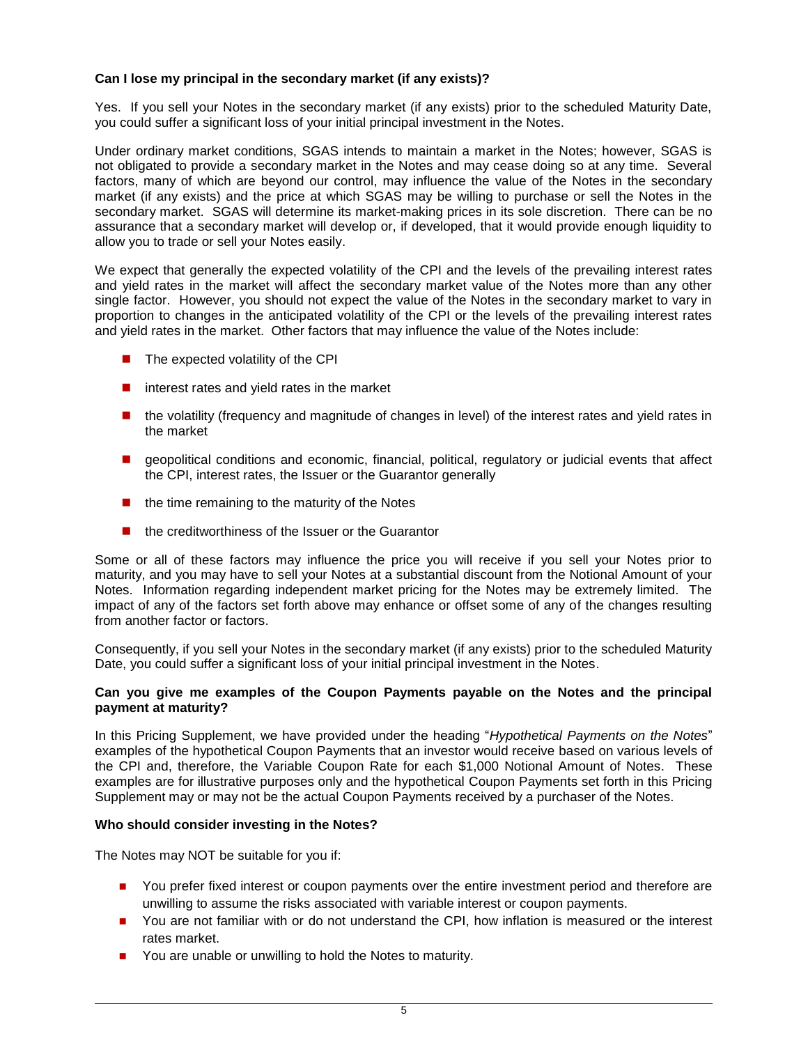**Can I lose my principal in the secondary market (if any exists)?**

Yes. If you sell your Notes in the secondary market (if any exists) prior to the scheduled Maturity Date, you could suffer a significant loss of your initial principal investment in the Notes.

Under ordinary market conditions, SGAS intends to maintain a market in the Notes; however, SGAS is not obligated to provide a secondary market in the Notes and may cease doing so at any time. Several factors, many of which are beyond our control, may influence the value of the Notes in the secondary market (if any exists) and the price at which SGAS may be willing to purchase or sell the Notes in the secondary market. SGAS will determine its market-making prices in its sole discretion. There can be no assurance that a secondary market will develop or, if developed, that it would provide enough liquidity to allow you to trade or sell your Notes easily.

We expect that generally the expected volatility of the CPI and the levels of the prevailing interest rates and yield rates in the market will affect the secondary market value of the Notes more than any other single factor. However, you should not expect the value of the Notes in the secondary market to vary in proportion to changes in the anticipated volatility of the CPI or the levels of the prevailing interest rates and yield rates in the market. Other factors that may influence the value of the Notes include:

- The expected volatility of the CPI
- interest rates and yield rates in the market
- the volatility (frequency and magnitude of changes in level) of the interest rates and yield rates in the market
- geopolitical conditions and economic, financial, political, regulatory or judicial events that affect the CPI, interest rates, the Issuer or the Guarantor generally
- the time remaining to the maturity of the Notes
- the creditworthiness of the Issuer or the Guarantor

Some or all of these factors may influence the price you will receive if you sell your Notes prior to maturity, and you may have to sell your Notes at a substantial discount from the Notional Amount of your Notes. Information regarding independent market pricing for the Notes may be extremely limited. The impact of any of the factors set forth above may enhance or offset some of any of the changes resulting from another factor or factors.

Consequently, if you sell your Notes in the secondary market (if any exists) prior to the scheduled Maturity Date, you could suffer a significant loss of your initial principal investment in the Notes.

**Can you give me examples of the Coupon Payments payable on the Notes and the principal payment at maturity?**

In this Pricing Supplement, we have provided under the heading "*Hypothetical Payments on the Notes*" examples of the hypothetical Coupon Payments that an investor would receive based on various levels of the CPI and, therefore, the Variable Coupon Rate for each $1,000 Notional Amount of Notes. These examples are for illustrative purposes only and the hypothetical Coupon Payments set forth in this Pricing Supplement may or may not be the actual Coupon Payments received by a purchaser of the Notes.

**Who should consider investing in the Notes?**

The Notes may NOT be suitable for you if:

- You prefer fixed interest or coupon payments over the entire investment period and therefore are unwilling to assume the risks associated with variable interest or coupon payments.
- You are not familiar with or do not understand the CPI, how inflation is measured or the interest rates market.
- You are unable or unwilling to hold the Notes to maturity.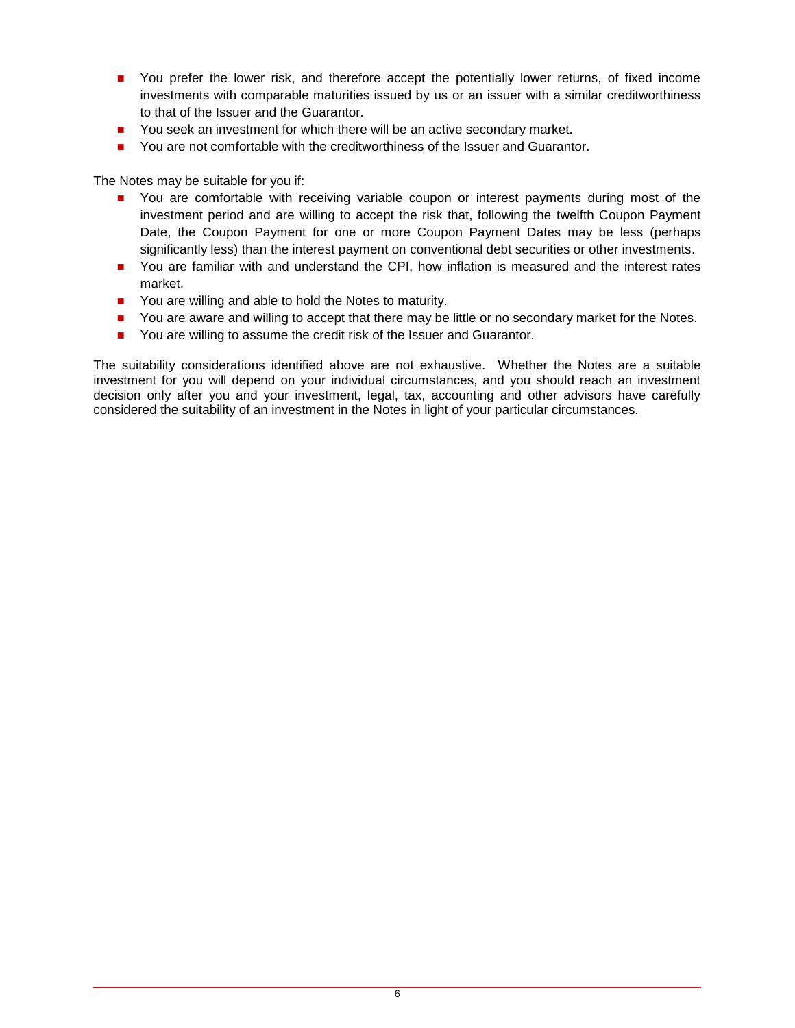- You prefer the lower risk, and therefore accept the potentially lower returns, of fixed income investments with comparable maturities issued by us or an issuer with a similar creditworthiness to that of the Issuer and the Guarantor.
- You seek an investment for which there will be an active secondary market.
- You are not comfortable with the creditworthiness of the Issuer and Guarantor.

The Notes may be suitable for you if:

- You are comfortable with receiving variable coupon or interest payments during most of the investment period and are willing to accept the risk that, following the twelfth Coupon Payment Date, the Coupon Payment for one or more Coupon Payment Dates may be less (perhaps significantly less) than the interest payment on conventional debt securities or other investments.
- You are familiar with and understand the CPI, how inflation is measured and the interest rates market.
- You are willing and able to hold the Notes to maturity.
- You are aware and willing to accept that there may be little or no secondary market for the Notes.
- You are willing to assume the credit risk of the Issuer and Guarantor.

The suitability considerations identified above are not exhaustive. Whether the Notes are a suitable investment for you will depend on your individual circumstances, and you should reach an investment decision only after you and your investment, legal, tax, accounting and other advisors have carefully considered the suitability of an investment in the Notes in light of your particular circumstances.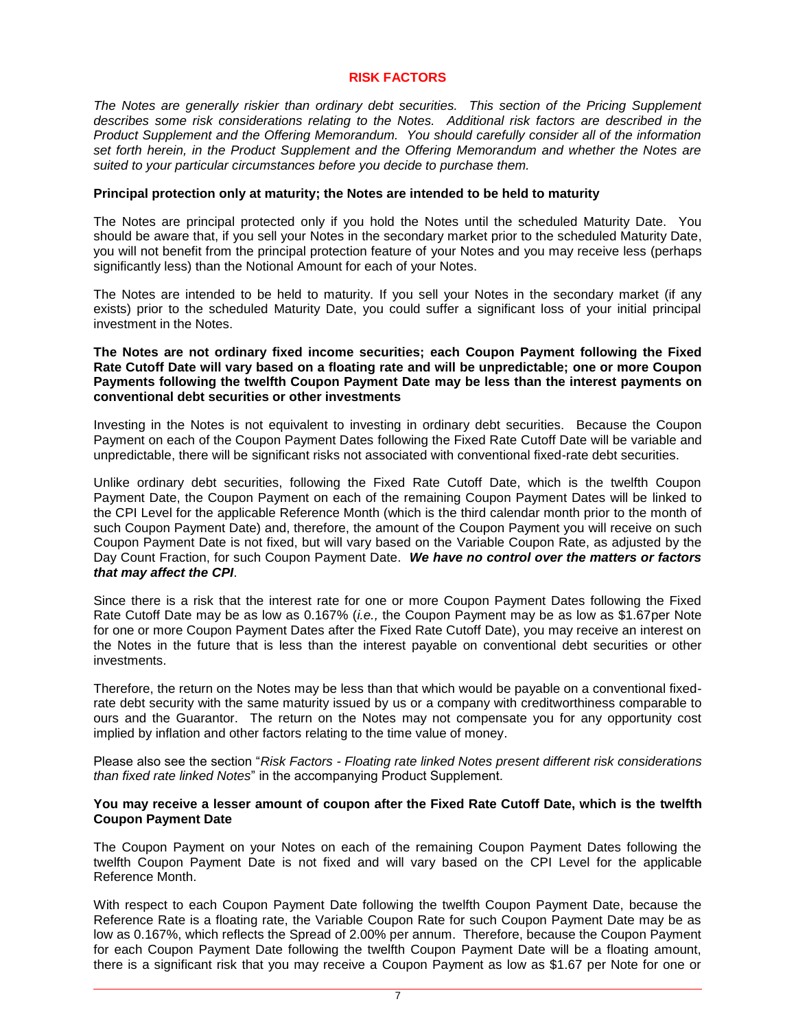# RISK FACTORS

*The Notes are generally riskier than ordinary debt securities. This section of the Pricing Supplement describes some risk considerations relating to the Notes. Additional risk factors are described in the Product Supplement and the Offering Memorandum. You should carefully consider all of the information set forth herein, in the Product Supplement and the Offering Memorandum and whether the Notes are suited to your particular circumstances before you decide to purchase them.*

**Principal protection only at maturity; the Notes are intended to be held to maturity**

The Notes are principal protected only if you hold the Notes until the scheduled Maturity Date. You should be aware that, if you sell your Notes in the secondary market prior to the scheduled Maturity Date, you will not benefit from the principal protection feature of your Notes and you may receive less (perhaps significantly less) than the Notional Amount for each of your Notes.

The Notes are intended to be held to maturity. If you sell your Notes in the secondary market (if any exists) prior to the scheduled Maturity Date, you could suffer a significant loss of your initial principal investment in the Notes.

**The Notes are not ordinary fixed income securities; each Coupon Payment following the Fixed Rate Cutoff Date will vary based on a floating rate and will be unpredictable; one or more Coupon Payments following the twelfth Coupon Payment Date may be less than the interest payments on conventional debt securities or other investments**

Investing in the Notes is not equivalent to investing in ordinary debt securities. Because the Coupon Payment on each of the Coupon Payment Dates following the Fixed Rate Cutoff Date will be variable and unpredictable, there will be significant risks not associated with conventional fixed-rate debt securities.

Unlike ordinary debt securities, following the Fixed Rate Cutoff Date, which is the twelfth Coupon Payment Date, the Coupon Payment on each of the remaining Coupon Payment Dates will be linked to the CPI Level for the applicable Reference Month (which is the third calendar month prior to the month of such Coupon Payment Date) and, therefore, the amount of the Coupon Payment you will receive on such Coupon Payment Date is not fixed, but will vary based on the Variable Coupon Rate, as adjusted by the Day Count Fraction, for such Coupon Payment Date. ***We have no control over the matters or factors that may affect the CPI***.

Since there is a risk that the interest rate for one or more Coupon Payment Dates following the Fixed Rate Cutoff Date may be as low as 0.167% (*i.e.,* the Coupon Payment may be as low as $1.67per Note for one or more Coupon Payment Dates after the Fixed Rate Cutoff Date), you may receive an interest on the Notes in the future that is less than the interest payable on conventional debt securities or other investments.

Therefore, the return on the Notes may be less than that which would be payable on a conventional fixed-rate debt security with the same maturity issued by us or a company with creditworthiness comparable to ours and the Guarantor. The return on the Notes may not compensate you for any opportunity cost implied by inflation and other factors relating to the time value of money.

Please also see the section "*Risk Factors - Floating rate linked Notes present different risk considerations than fixed rate linked Notes*" in the accompanying Product Supplement.

**You may receive a lesser amount of coupon after the Fixed Rate Cutoff Date, which is the twelfth Coupon Payment Date**

The Coupon Payment on your Notes on each of the remaining Coupon Payment Dates following the twelfth Coupon Payment Date is not fixed and will vary based on the CPI Level for the applicable Reference Month.

With respect to each Coupon Payment Date following the twelfth Coupon Payment Date, because the Reference Rate is a floating rate, the Variable Coupon Rate for such Coupon Payment Date may be as low as 0.167%, which reflects the Spread of 2.00% per annum. Therefore, because the Coupon Payment for each Coupon Payment Date following the twelfth Coupon Payment Date will be a floating amount, there is a significant risk that you may receive a Coupon Payment as low as $1.67 per Note for one or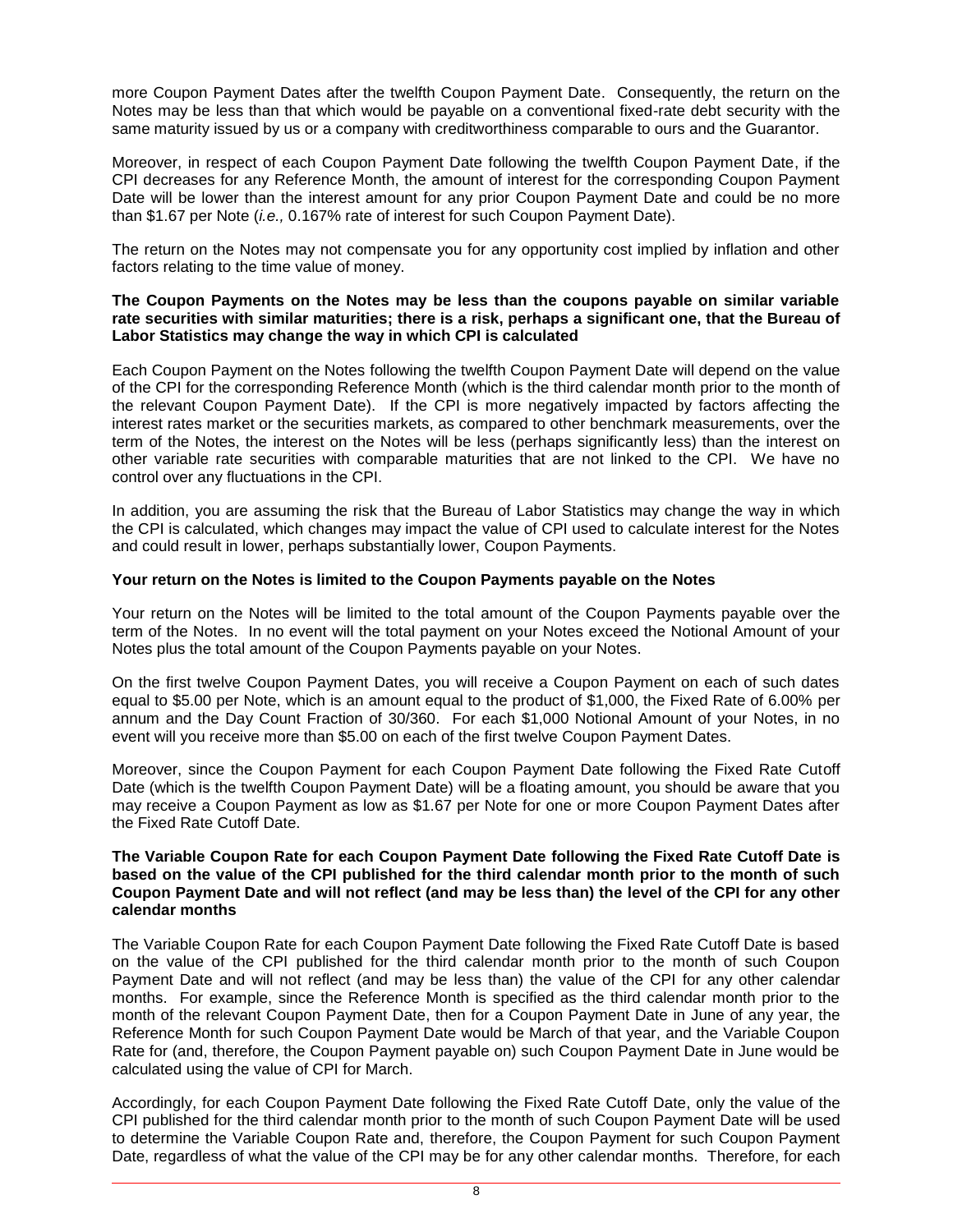more Coupon Payment Dates after the twelfth Coupon Payment Date. Consequently, the return on the Notes may be less than that which would be payable on a conventional fixed-rate debt security with the same maturity issued by us or a company with creditworthiness comparable to ours and the Guarantor.

Moreover, in respect of each Coupon Payment Date following the twelfth Coupon Payment Date, if the CPI decreases for any Reference Month, the amount of interest for the corresponding Coupon Payment Date will be lower than the interest amount for any prior Coupon Payment Date and could be no more than $1.67 per Note (*i.e.,* 0.167% rate of interest for such Coupon Payment Date).

The return on the Notes may not compensate you for any opportunity cost implied by inflation and other factors relating to the time value of money.

**The Coupon Payments on the Notes may be less than the coupons payable on similar variable rate securities with similar maturities; there is a risk, perhaps a significant one, that the Bureau of Labor Statistics may change the way in which CPI is calculated**

Each Coupon Payment on the Notes following the twelfth Coupon Payment Date will depend on the value of the CPI for the corresponding Reference Month (which is the third calendar month prior to the month of the relevant Coupon Payment Date). If the CPI is more negatively impacted by factors affecting the interest rates market or the securities markets, as compared to other benchmark measurements, over the term of the Notes, the interest on the Notes will be less (perhaps significantly less) than the interest on other variable rate securities with comparable maturities that are not linked to the CPI. We have no control over any fluctuations in the CPI.

In addition, you are assuming the risk that the Bureau of Labor Statistics may change the way in which the CPI is calculated, which changes may impact the value of CPI used to calculate interest for the Notes and could result in lower, perhaps substantially lower, Coupon Payments.

**Your return on the Notes is limited to the Coupon Payments payable on the Notes**

Your return on the Notes will be limited to the total amount of the Coupon Payments payable over the term of the Notes. In no event will the total payment on your Notes exceed the Notional Amount of your Notes plus the total amount of the Coupon Payments payable on your Notes.

On the first twelve Coupon Payment Dates, you will receive a Coupon Payment on each of such dates equal to $5.00 per Note, which is an amount equal to the product of $1,000, the Fixed Rate of 6.00% per annum and the Day Count Fraction of 30/360. For each $1,000 Notional Amount of your Notes, in no event will you receive more than $5.00 on each of the first twelve Coupon Payment Dates.

Moreover, since the Coupon Payment for each Coupon Payment Date following the Fixed Rate Cutoff Date (which is the twelfth Coupon Payment Date) will be a floating amount, you should be aware that you may receive a Coupon Payment as low as $1.67 per Note for one or more Coupon Payment Dates after the Fixed Rate Cutoff Date.

**The Variable Coupon Rate for each Coupon Payment Date following the Fixed Rate Cutoff Date is based on the value of the CPI published for the third calendar month prior to the month of such Coupon Payment Date and will not reflect (and may be less than) the level of the CPI for any other calendar months**

The Variable Coupon Rate for each Coupon Payment Date following the Fixed Rate Cutoff Date is based on the value of the CPI published for the third calendar month prior to the month of such Coupon Payment Date and will not reflect (and may be less than) the value of the CPI for any other calendar months. For example, since the Reference Month is specified as the third calendar month prior to the month of the relevant Coupon Payment Date, then for a Coupon Payment Date in June of any year, the Reference Month for such Coupon Payment Date would be March of that year, and the Variable Coupon Rate for (and, therefore, the Coupon Payment payable on) such Coupon Payment Date in June would be calculated using the value of CPI for March.

Accordingly, for each Coupon Payment Date following the Fixed Rate Cutoff Date, only the value of the CPI published for the third calendar month prior to the month of such Coupon Payment Date will be used to determine the Variable Coupon Rate and, therefore, the Coupon Payment for such Coupon Payment Date, regardless of what the value of the CPI may be for any other calendar months. Therefore, for each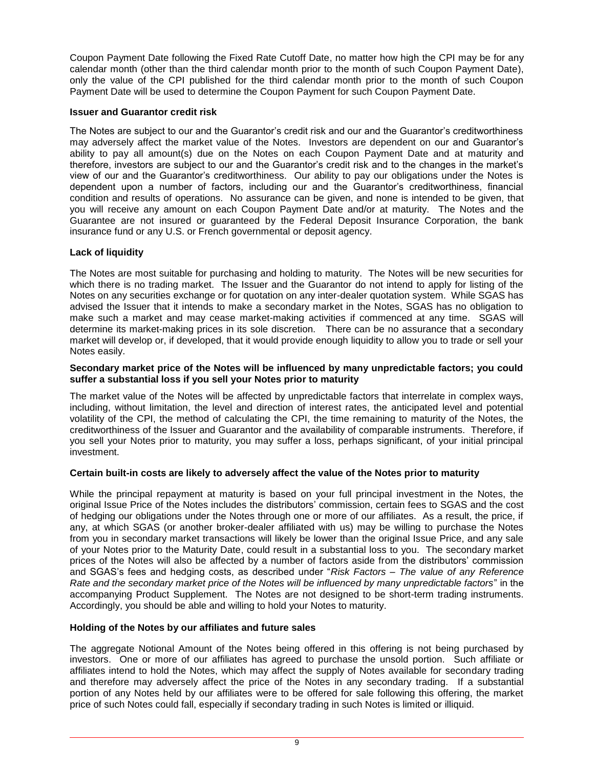Coupon Payment Date following the Fixed Rate Cutoff Date, no matter how high the CPI may be for any calendar month (other than the third calendar month prior to the month of such Coupon Payment Date), only the value of the CPI published for the third calendar month prior to the month of such Coupon Payment Date will be used to determine the Coupon Payment for such Coupon Payment Date.

**Issuer and Guarantor credit risk**

The Notes are subject to our and the Guarantor's credit risk and our and the Guarantor's creditworthiness may adversely affect the market value of the Notes. Investors are dependent on our and Guarantor's ability to pay all amount(s) due on the Notes on each Coupon Payment Date and at maturity and therefore, investors are subject to our and the Guarantor's credit risk and to the changes in the market's view of our and the Guarantor's creditworthiness. Our ability to pay our obligations under the Notes is dependent upon a number of factors, including our and the Guarantor's creditworthiness, financial condition and results of operations. No assurance can be given, and none is intended to be given, that you will receive any amount on each Coupon Payment Date and/or at maturity. The Notes and the Guarantee are not insured or guaranteed by the Federal Deposit Insurance Corporation, the bank insurance fund or any U.S. or French governmental or deposit agency.

**Lack of liquidity**

The Notes are most suitable for purchasing and holding to maturity. The Notes will be new securities for which there is no trading market. The Issuer and the Guarantor do not intend to apply for listing of the Notes on any securities exchange or for quotation on any inter-dealer quotation system. While SGAS has advised the Issuer that it intends to make a secondary market in the Notes, SGAS has no obligation to make such a market and may cease market-making activities if commenced at any time. SGAS will determine its market-making prices in its sole discretion. There can be no assurance that a secondary market will develop or, if developed, that it would provide enough liquidity to allow you to trade or sell your Notes easily.

**Secondary market price of the Notes will be influenced by many unpredictable factors; you could suffer a substantial loss if you sell your Notes prior to maturity**

The market value of the Notes will be affected by unpredictable factors that interrelate in complex ways, including, without limitation, the level and direction of interest rates, the anticipated level and potential volatility of the CPI, the method of calculating the CPI, the time remaining to maturity of the Notes, the creditworthiness of the Issuer and Guarantor and the availability of comparable instruments. Therefore, if you sell your Notes prior to maturity, you may suffer a loss, perhaps significant, of your initial principal investment.

**Certain built-in costs are likely to adversely affect the value of the Notes prior to maturity**

While the principal repayment at maturity is based on your full principal investment in the Notes, the original Issue Price of the Notes includes the distributors' commission, certain fees to SGAS and the cost of hedging our obligations under the Notes through one or more of our affiliates. As a result, the price, if any, at which SGAS (or another broker-dealer affiliated with us) may be willing to purchase the Notes from you in secondary market transactions will likely be lower than the original Issue Price, and any sale of your Notes prior to the Maturity Date, could result in a substantial loss to you. The secondary market prices of the Notes will also be affected by a number of factors aside from the distributors' commission and SGAS's fees and hedging costs, as described under "*Risk Factors – The value of any Reference Rate and the secondary market price of the Notes will be influenced by many unpredictable factors*" in the accompanying Product Supplement. The Notes are not designed to be short-term trading instruments. Accordingly, you should be able and willing to hold your Notes to maturity.

**Holding of the Notes by our affiliates and future sales**

The aggregate Notional Amount of the Notes being offered in this offering is not being purchased by investors. One or more of our affiliates has agreed to purchase the unsold portion. Such affiliate or affiliates intend to hold the Notes, which may affect the supply of Notes available for secondary trading and therefore may adversely affect the price of the Notes in any secondary trading. If a substantial portion of any Notes held by our affiliates were to be offered for sale following this offering, the market price of such Notes could fall, especially if secondary trading in such Notes is limited or illiquid.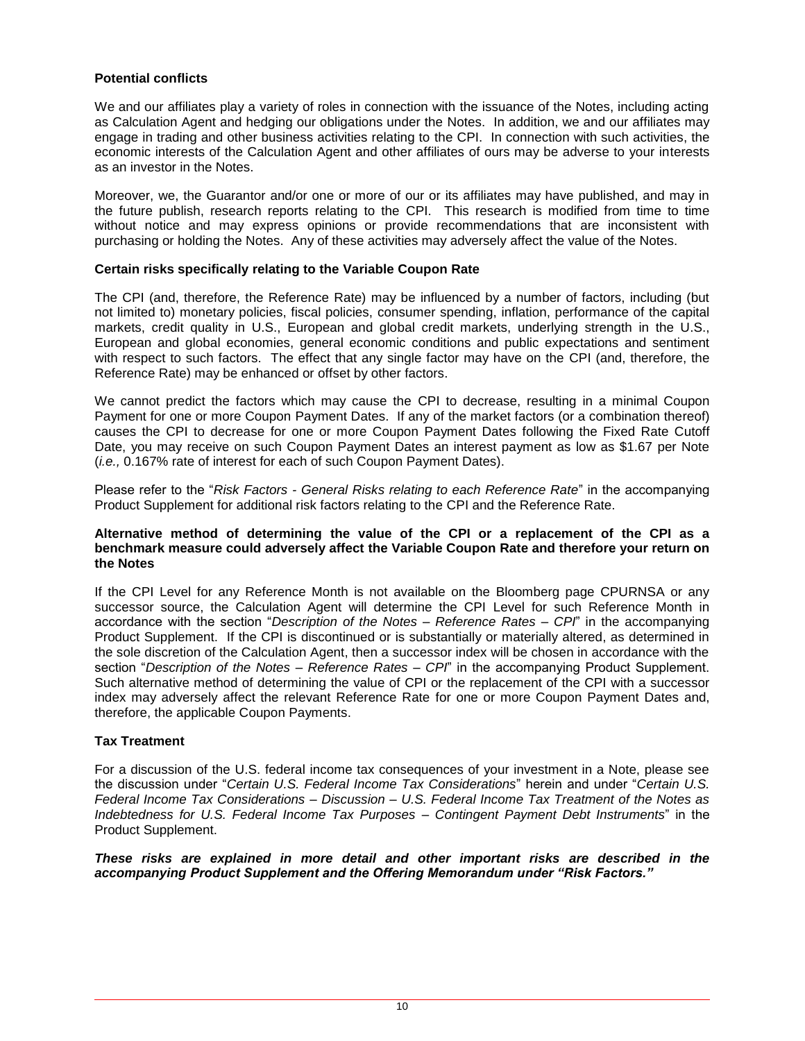**Potential conflicts**

We and our affiliates play a variety of roles in connection with the issuance of the Notes, including acting as Calculation Agent and hedging our obligations under the Notes. In addition, we and our affiliates may engage in trading and other business activities relating to the CPI. In connection with such activities, the economic interests of the Calculation Agent and other affiliates of ours may be adverse to your interests as an investor in the Notes.

Moreover, we, the Guarantor and/or one or more of our or its affiliates may have published, and may in the future publish, research reports relating to the CPI. This research is modified from time to time without notice and may express opinions or provide recommendations that are inconsistent with purchasing or holding the Notes. Any of these activities may adversely affect the value of the Notes.

**Certain risks specifically relating to the Variable Coupon Rate**

The CPI (and, therefore, the Reference Rate) may be influenced by a number of factors, including (but not limited to) monetary policies, fiscal policies, consumer spending, inflation, performance of the capital markets, credit quality in U.S., European and global credit markets, underlying strength in the U.S., European and global economies, general economic conditions and public expectations and sentiment with respect to such factors. The effect that any single factor may have on the CPI (and, therefore, the Reference Rate) may be enhanced or offset by other factors.

We cannot predict the factors which may cause the CPI to decrease, resulting in a minimal Coupon Payment for one or more Coupon Payment Dates. If any of the market factors (or a combination thereof) causes the CPI to decrease for one or more Coupon Payment Dates following the Fixed Rate Cutoff Date, you may receive on such Coupon Payment Dates an interest payment as low as $1.67 per Note (*i.e.,* 0.167% rate of interest for each of such Coupon Payment Dates).

Please refer to the "*Risk Factors - General Risks relating to each Reference Rate*" in the accompanying Product Supplement for additional risk factors relating to the CPI and the Reference Rate.

**Alternative method of determining the value of the CPI or a replacement of the CPI as a benchmark measure could adversely affect the Variable Coupon Rate and therefore your return on the Notes**

If the CPI Level for any Reference Month is not available on the Bloomberg page CPURNSA or any successor source, the Calculation Agent will determine the CPI Level for such Reference Month in accordance with the section "*Description of the Notes – Reference Rates – CPI*" in the accompanying Product Supplement. If the CPI is discontinued or is substantially or materially altered, as determined in the sole discretion of the Calculation Agent, then a successor index will be chosen in accordance with the section "*Description of the Notes – Reference Rates – CPI*" in the accompanying Product Supplement. Such alternative method of determining the value of CPI or the replacement of the CPI with a successor index may adversely affect the relevant Reference Rate for one or more Coupon Payment Dates and, therefore, the applicable Coupon Payments.

**Tax Treatment**

For a discussion of the U.S. federal income tax consequences of your investment in a Note, please see the discussion under "*Certain U.S. Federal Income Tax Considerations*" herein and under "*Certain U.S. Federal Income Tax Considerations – Discussion – U.S. Federal Income Tax Treatment of the Notes as Indebtedness for U.S. Federal Income Tax Purposes – Contingent Payment Debt Instruments*" in the Product Supplement.

***These risks are explained in more detail and other important risks are described in the accompanying Product Supplement and the Offering Memorandum under "Risk Factors."***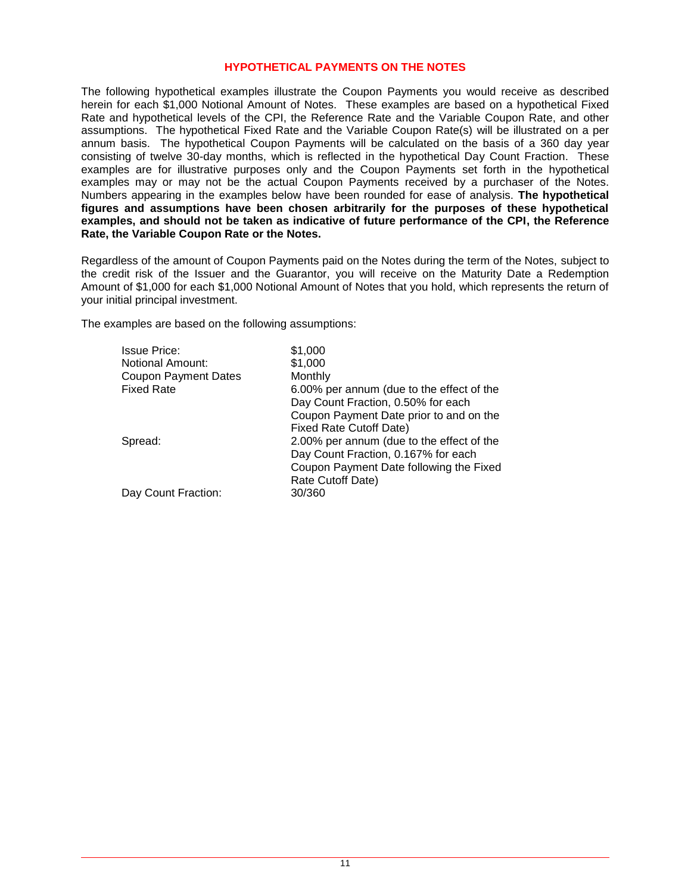## HYPOTHETICAL PAYMENTS ON THE NOTES

The following hypothetical examples illustrate the Coupon Payments you would receive as described herein for each $1,000 Notional Amount of Notes. These examples are based on a hypothetical Fixed Rate and hypothetical levels of the CPI, the Reference Rate and the Variable Coupon Rate, and other assumptions. The hypothetical Fixed Rate and the Variable Coupon Rate(s) will be illustrated on a per annum basis. The hypothetical Coupon Payments will be calculated on the basis of a 360 day year consisting of twelve 30-day months, which is reflected in the hypothetical Day Count Fraction. These examples are for illustrative purposes only and the Coupon Payments set forth in the hypothetical examples may or may not be the actual Coupon Payments received by a purchaser of the Notes. Numbers appearing in the examples below have been rounded for ease of analysis. **The hypothetical figures and assumptions have been chosen arbitrarily for the purposes of these hypothetical examples, and should not be taken as indicative of future performance of the CPI, the Reference Rate, the Variable Coupon Rate or the Notes.**

Regardless of the amount of Coupon Payments paid on the Notes during the term of the Notes, subject to the credit risk of the Issuer and the Guarantor, you will receive on the Maturity Date a Redemption Amount of $1,000 for each $1,000 Notional Amount of Notes that you hold, which represents the return of your initial principal investment.

The examples are based on the following assumptions:

| | |
|---|---|
| Issue Price: | $1,000 |
| Notional Amount: | $1,000 |
| Coupon Payment Dates | Monthly |
| Fixed Rate | 6.00% per annum (due to the effect of the Day Count Fraction, 0.50% for each Coupon Payment Date prior to and on the Fixed Rate Cutoff Date) |
| Spread: | 2.00% per annum (due to the effect of the Day Count Fraction, 0.167% for each Coupon Payment Date following the Fixed Rate Cutoff Date) |
| Day Count Fraction: | 30/360 |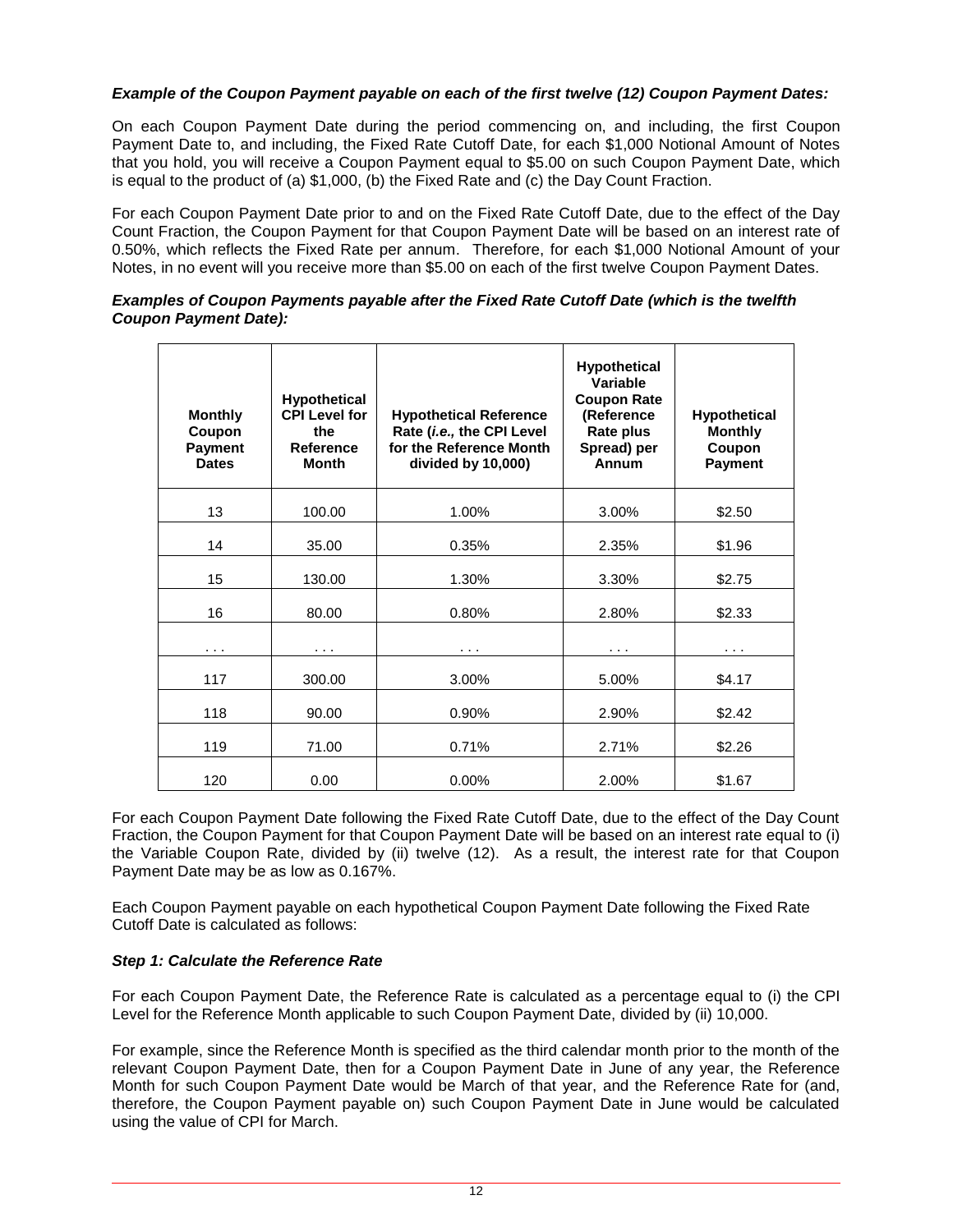***Example of the Coupon Payment payable on each of the first twelve (12) Coupon Payment Dates:***

On each Coupon Payment Date during the period commencing on, and including, the first Coupon Payment Date to, and including, the Fixed Rate Cutoff Date, for each $1,000 Notional Amount of Notes that you hold, you will receive a Coupon Payment equal to $5.00 on such Coupon Payment Date, which is equal to the product of (a) $1,000, (b) the Fixed Rate and (c) the Day Count Fraction.

For each Coupon Payment Date prior to and on the Fixed Rate Cutoff Date, due to the effect of the Day Count Fraction, the Coupon Payment for that Coupon Payment Date will be based on an interest rate of 0.50%, which reflects the Fixed Rate per annum. Therefore, for each $1,000 Notional Amount of your Notes, in no event will you receive more than $5.00 on each of the first twelve Coupon Payment Dates.

***Examples of Coupon Payments payable after the Fixed Rate Cutoff Date (which is the twelfth Coupon Payment Date):***

| Monthly Coupon Payment Dates | Hypothetical CPI Level for the Reference Month | Hypothetical Reference Rate (*i.e.*, the CPI Level for the Reference Month divided by 10,000) | Hypothetical Variable Coupon Rate (Reference Rate plus Spread) per Annum | Hypothetical Monthly Coupon Payment |
|---|---|---|---|---|
| 13 | 100.00 | 1.00% | 3.00% | $2.50 |
| 14 | 35.00 | 0.35% | 2.35% | $1.96 |
| 15 | 130.00 | 1.30% | 3.30% | $2.75 |
| 16 | 80.00 | 0.80% | 2.80% | $2.33 |
| . . . | . . . | . . . | . . . | . . . |
| 117 | 300.00 | 3.00% | 5.00% | $4.17 |
| 118 | 90.00 | 0.90% | 2.90% | $2.42 |
| 119 | 71.00 | 0.71% | 2.71% | $2.26 |
| 120 | 0.00 | 0.00% | 2.00% | $1.67 |

For each Coupon Payment Date following the Fixed Rate Cutoff Date, due to the effect of the Day Count Fraction, the Coupon Payment for that Coupon Payment Date will be based on an interest rate equal to (i) the Variable Coupon Rate, divided by (ii) twelve (12). As a result, the interest rate for that Coupon Payment Date may be as low as 0.167%.

Each Coupon Payment payable on each hypothetical Coupon Payment Date following the Fixed Rate Cutoff Date is calculated as follows:

***Step 1: Calculate the Reference Rate***

For each Coupon Payment Date, the Reference Rate is calculated as a percentage equal to (i) the CPI Level for the Reference Month applicable to such Coupon Payment Date, divided by (ii) 10,000.

For example, since the Reference Month is specified as the third calendar month prior to the month of the relevant Coupon Payment Date, then for a Coupon Payment Date in June of any year, the Reference Month for such Coupon Payment Date would be March of that year, and the Reference Rate for (and, therefore, the Coupon Payment payable on) such Coupon Payment Date in June would be calculated using the value of CPI for March.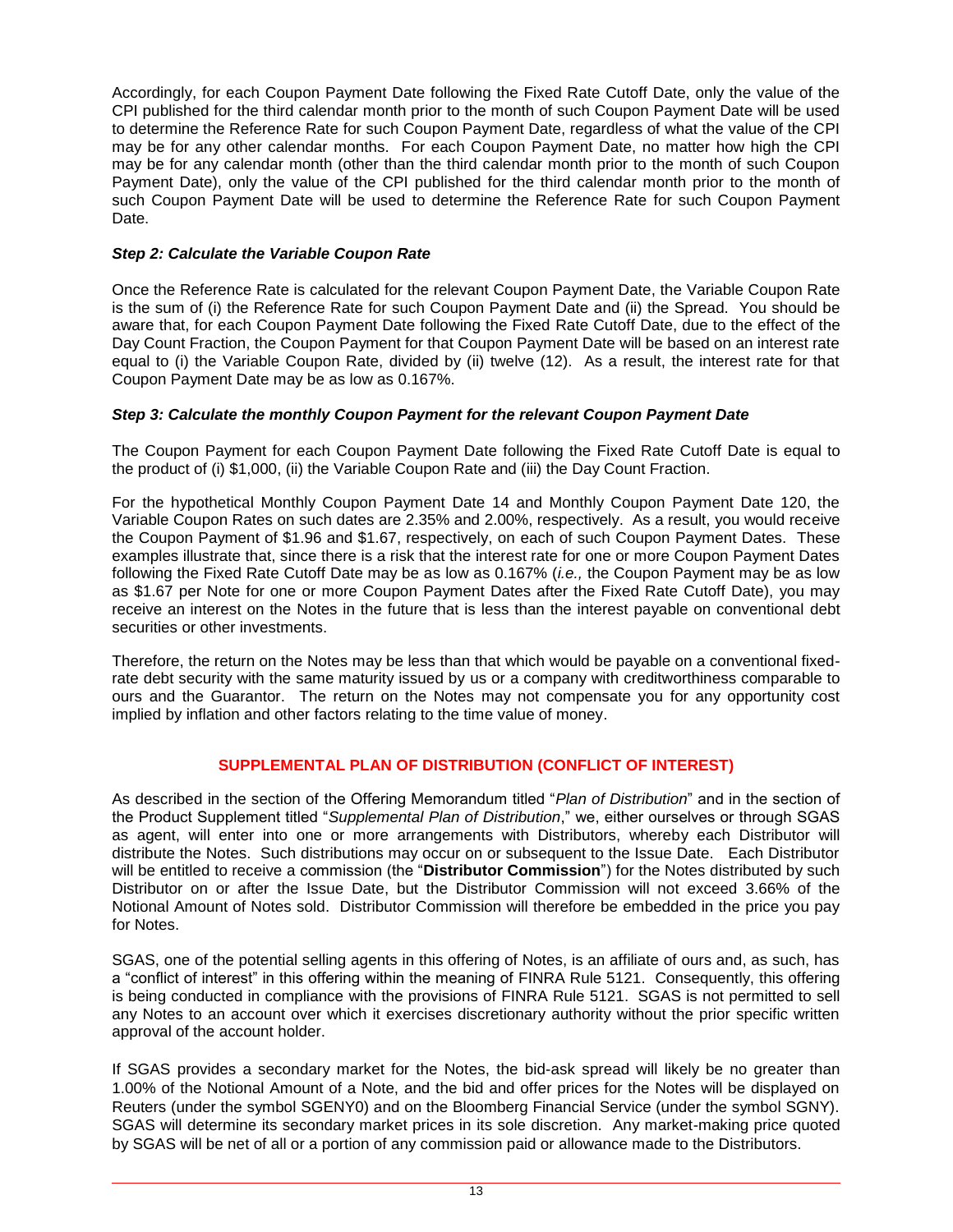Accordingly, for each Coupon Payment Date following the Fixed Rate Cutoff Date, only the value of the CPI published for the third calendar month prior to the month of such Coupon Payment Date will be used to determine the Reference Rate for such Coupon Payment Date, regardless of what the value of the CPI may be for any other calendar months. For each Coupon Payment Date, no matter how high the CPI may be for any calendar month (other than the third calendar month prior to the month of such Coupon Payment Date), only the value of the CPI published for the third calendar month prior to the month of such Coupon Payment Date will be used to determine the Reference Rate for such Coupon Payment Date.

***Step 2: Calculate the Variable Coupon Rate***

Once the Reference Rate is calculated for the relevant Coupon Payment Date, the Variable Coupon Rate is the sum of (i) the Reference Rate for such Coupon Payment Date and (ii) the Spread. You should be aware that, for each Coupon Payment Date following the Fixed Rate Cutoff Date, due to the effect of the Day Count Fraction, the Coupon Payment for that Coupon Payment Date will be based on an interest rate equal to (i) the Variable Coupon Rate, divided by (ii) twelve (12). As a result, the interest rate for that Coupon Payment Date may be as low as 0.167%.

***Step 3: Calculate the monthly Coupon Payment for the relevant Coupon Payment Date***

The Coupon Payment for each Coupon Payment Date following the Fixed Rate Cutoff Date is equal to the product of (i) $1,000, (ii) the Variable Coupon Rate and (iii) the Day Count Fraction.

For the hypothetical Monthly Coupon Payment Date 14 and Monthly Coupon Payment Date 120, the Variable Coupon Rates on such dates are 2.35% and 2.00%, respectively. As a result, you would receive the Coupon Payment of $1.96 and $1.67, respectively, on each of such Coupon Payment Dates. These examples illustrate that, since there is a risk that the interest rate for one or more Coupon Payment Dates following the Fixed Rate Cutoff Date may be as low as 0.167% (*i.e.,* the Coupon Payment may be as low as $1.67 per Note for one or more Coupon Payment Dates after the Fixed Rate Cutoff Date), you may receive an interest on the Notes in the future that is less than the interest payable on conventional debt securities or other investments.

Therefore, the return on the Notes may be less than that which would be payable on a conventional fixed-rate debt security with the same maturity issued by us or a company with creditworthiness comparable to ours and the Guarantor. The return on the Notes may not compensate you for any opportunity cost implied by inflation and other factors relating to the time value of money.

## SUPPLEMENTAL PLAN OF DISTRIBUTION (CONFLICT OF INTEREST)

As described in the section of the Offering Memorandum titled "*Plan of Distribution*" and in the section of the Product Supplement titled "*Supplemental Plan of Distribution*," we, either ourselves or through SGAS as agent, will enter into one or more arrangements with Distributors, whereby each Distributor will distribute the Notes. Such distributions may occur on or subsequent to the Issue Date. Each Distributor will be entitled to receive a commission (the "**Distributor Commission**") for the Notes distributed by such Distributor on or after the Issue Date, but the Distributor Commission will not exceed 3.66% of the Notional Amount of Notes sold. Distributor Commission will therefore be embedded in the price you pay for Notes.

SGAS, one of the potential selling agents in this offering of Notes, is an affiliate of ours and, as such, has a "conflict of interest" in this offering within the meaning of FINRA Rule 5121. Consequently, this offering is being conducted in compliance with the provisions of FINRA Rule 5121. SGAS is not permitted to sell any Notes to an account over which it exercises discretionary authority without the prior specific written approval of the account holder.

If SGAS provides a secondary market for the Notes, the bid-ask spread will likely be no greater than 1.00% of the Notional Amount of a Note, and the bid and offer prices for the Notes will be displayed on Reuters (under the symbol SGENY0) and on the Bloomberg Financial Service (under the symbol SGNY). SGAS will determine its secondary market prices in its sole discretion. Any market-making price quoted by SGAS will be net of all or a portion of any commission paid or allowance made to the Distributors.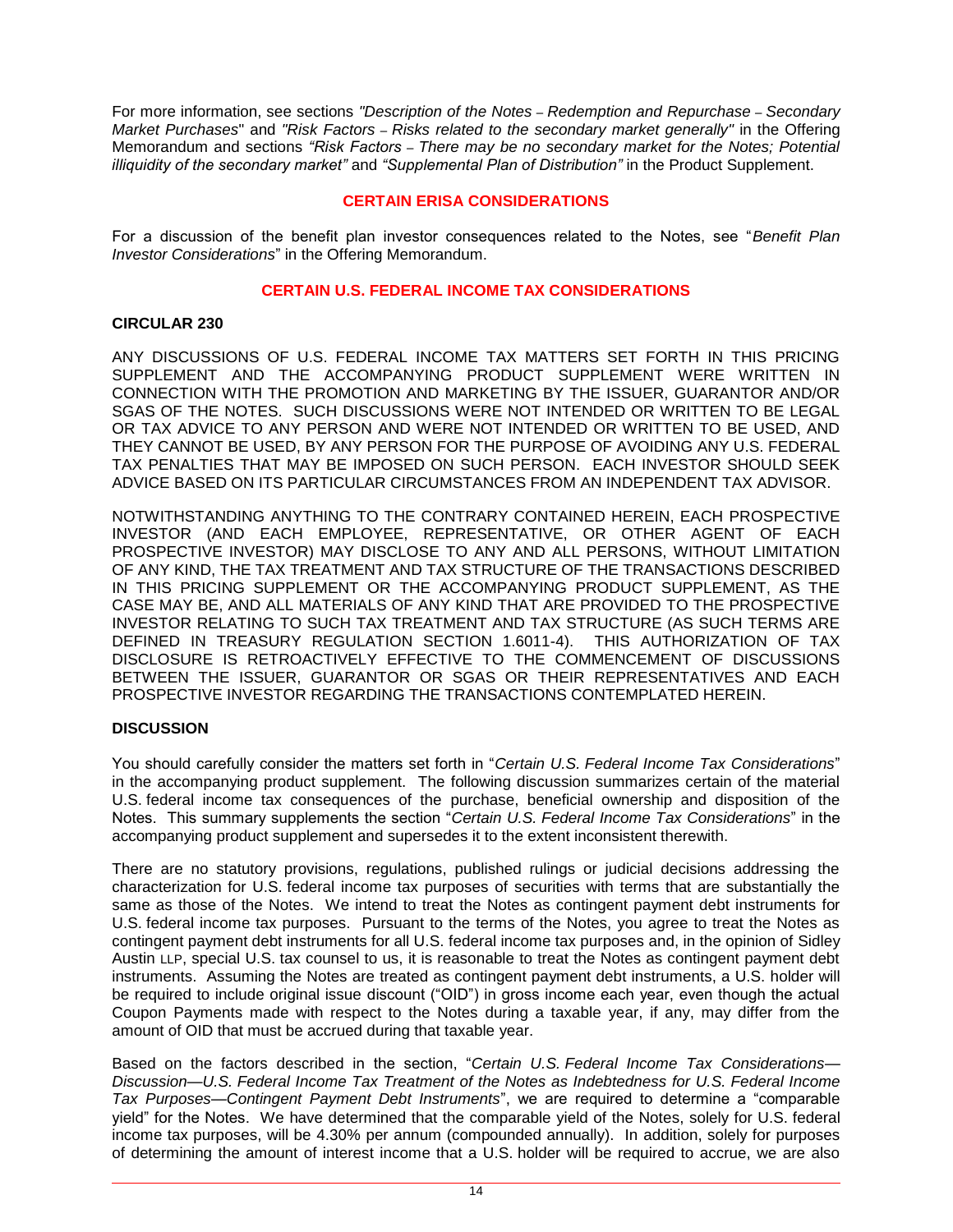For more information, see sections *"Description of the Notes – Redemption and Repurchase – Secondary Market Purchases*" and *"Risk Factors – Risks related to the secondary market generally"* in the Offering Memorandum and sections *"Risk Factors – There may be no secondary market for the Notes; Potential illiquidity of the secondary market"* and *"Supplemental Plan of Distribution"* in the Product Supplement.

## CERTAIN ERISA CONSIDERATIONS

For a discussion of the benefit plan investor consequences related to the Notes, see "*Benefit Plan Investor Considerations*" in the Offering Memorandum.

## CERTAIN U.S. FEDERAL INCOME TAX CONSIDERATIONS

### CIRCULAR 230

ANY DISCUSSIONS OF U.S. FEDERAL INCOME TAX MATTERS SET FORTH IN THIS PRICING SUPPLEMENT AND THE ACCOMPANYING PRODUCT SUPPLEMENT WERE WRITTEN IN CONNECTION WITH THE PROMOTION AND MARKETING BY THE ISSUER, GUARANTOR AND/OR SGAS OF THE NOTES. SUCH DISCUSSIONS WERE NOT INTENDED OR WRITTEN TO BE LEGAL OR TAX ADVICE TO ANY PERSON AND WERE NOT INTENDED OR WRITTEN TO BE USED, AND THEY CANNOT BE USED, BY ANY PERSON FOR THE PURPOSE OF AVOIDING ANY U.S. FEDERAL TAX PENALTIES THAT MAY BE IMPOSED ON SUCH PERSON. EACH INVESTOR SHOULD SEEK ADVICE BASED ON ITS PARTICULAR CIRCUMSTANCES FROM AN INDEPENDENT TAX ADVISOR.

NOTWITHSTANDING ANYTHING TO THE CONTRARY CONTAINED HEREIN, EACH PROSPECTIVE INVESTOR (AND EACH EMPLOYEE, REPRESENTATIVE, OR OTHER AGENT OF EACH PROSPECTIVE INVESTOR) MAY DISCLOSE TO ANY AND ALL PERSONS, WITHOUT LIMITATION OF ANY KIND, THE TAX TREATMENT AND TAX STRUCTURE OF THE TRANSACTIONS DESCRIBED IN THIS PRICING SUPPLEMENT OR THE ACCOMPANYING PRODUCT SUPPLEMENT, AS THE CASE MAY BE, AND ALL MATERIALS OF ANY KIND THAT ARE PROVIDED TO THE PROSPECTIVE INVESTOR RELATING TO SUCH TAX TREATMENT AND TAX STRUCTURE (AS SUCH TERMS ARE DEFINED IN TREASURY REGULATION SECTION 1.6011-4). THIS AUTHORIZATION OF TAX DISCLOSURE IS RETROACTIVELY EFFECTIVE TO THE COMMENCEMENT OF DISCUSSIONS BETWEEN THE ISSUER, GUARANTOR OR SGAS OR THEIR REPRESENTATIVES AND EACH PROSPECTIVE INVESTOR REGARDING THE TRANSACTIONS CONTEMPLATED HEREIN.

### DISCUSSION

You should carefully consider the matters set forth in "*Certain U.S. Federal Income Tax Considerations*" in the accompanying product supplement. The following discussion summarizes certain of the material U.S. federal income tax consequences of the purchase, beneficial ownership and disposition of the Notes. This summary supplements the section "*Certain U.S. Federal Income Tax Considerations*" in the accompanying product supplement and supersedes it to the extent inconsistent therewith.

There are no statutory provisions, regulations, published rulings or judicial decisions addressing the characterization for U.S. federal income tax purposes of securities with terms that are substantially the same as those of the Notes. We intend to treat the Notes as contingent payment debt instruments for U.S. federal income tax purposes. Pursuant to the terms of the Notes, you agree to treat the Notes as contingent payment debt instruments for all U.S. federal income tax purposes and, in the opinion of Sidley Austin LLP, special U.S. tax counsel to us, it is reasonable to treat the Notes as contingent payment debt instruments. Assuming the Notes are treated as contingent payment debt instruments, a U.S. holder will be required to include original issue discount ("OID") in gross income each year, even though the actual Coupon Payments made with respect to the Notes during a taxable year, if any, may differ from the amount of OID that must be accrued during that taxable year.

Based on the factors described in the section, "*Certain U.S. Federal Income Tax Considerations—Discussion—U.S. Federal Income Tax Treatment of the Notes as Indebtedness for U.S. Federal Income Tax Purposes—Contingent Payment Debt Instruments*", we are required to determine a "comparable yield" for the Notes. We have determined that the comparable yield of the Notes, solely for U.S. federal income tax purposes, will be 4.30% per annum (compounded annually). In addition, solely for purposes of determining the amount of interest income that a U.S. holder will be required to accrue, we are also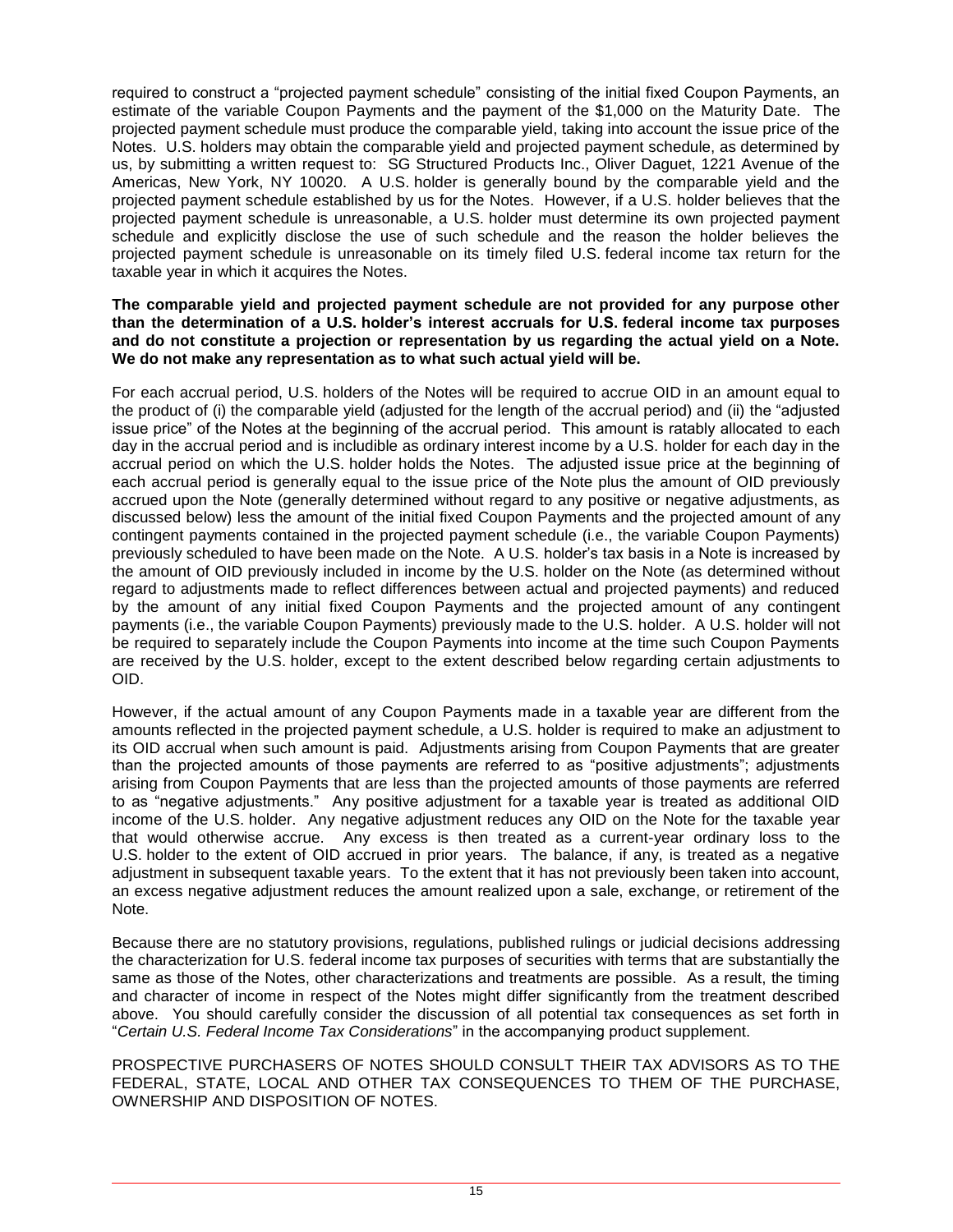required to construct a "projected payment schedule" consisting of the initial fixed Coupon Payments, an estimate of the variable Coupon Payments and the payment of the $1,000 on the Maturity Date. The projected payment schedule must produce the comparable yield, taking into account the issue price of the Notes. U.S. holders may obtain the comparable yield and projected payment schedule, as determined by us, by submitting a written request to: SG Structured Products Inc., Oliver Daguet, 1221 Avenue of the Americas, New York, NY 10020. A U.S. holder is generally bound by the comparable yield and the projected payment schedule established by us for the Notes. However, if a U.S. holder believes that the projected payment schedule is unreasonable, a U.S. holder must determine its own projected payment schedule and explicitly disclose the use of such schedule and the reason the holder believes the projected payment schedule is unreasonable on its timely filed U.S. federal income tax return for the taxable year in which it acquires the Notes.

**The comparable yield and projected payment schedule are not provided for any purpose other than the determination of a U.S. holder's interest accruals for U.S. federal income tax purposes and do not constitute a projection or representation by us regarding the actual yield on a Note. We do not make any representation as to what such actual yield will be.**

For each accrual period, U.S. holders of the Notes will be required to accrue OID in an amount equal to the product of (i) the comparable yield (adjusted for the length of the accrual period) and (ii) the "adjusted issue price" of the Notes at the beginning of the accrual period. This amount is ratably allocated to each day in the accrual period and is includible as ordinary interest income by a U.S. holder for each day in the accrual period on which the U.S. holder holds the Notes. The adjusted issue price at the beginning of each accrual period is generally equal to the issue price of the Note plus the amount of OID previously accrued upon the Note (generally determined without regard to any positive or negative adjustments, as discussed below) less the amount of the initial fixed Coupon Payments and the projected amount of any contingent payments contained in the projected payment schedule (i.e., the variable Coupon Payments) previously scheduled to have been made on the Note. A U.S. holder's tax basis in a Note is increased by the amount of OID previously included in income by the U.S. holder on the Note (as determined without regard to adjustments made to reflect differences between actual and projected payments) and reduced by the amount of any initial fixed Coupon Payments and the projected amount of any contingent payments (i.e., the variable Coupon Payments) previously made to the U.S. holder. A U.S. holder will not be required to separately include the Coupon Payments into income at the time such Coupon Payments are received by the U.S. holder, except to the extent described below regarding certain adjustments to OID.

However, if the actual amount of any Coupon Payments made in a taxable year are different from the amounts reflected in the projected payment schedule, a U.S. holder is required to make an adjustment to its OID accrual when such amount is paid. Adjustments arising from Coupon Payments that are greater than the projected amounts of those payments are referred to as "positive adjustments"; adjustments arising from Coupon Payments that are less than the projected amounts of those payments are referred to as "negative adjustments." Any positive adjustment for a taxable year is treated as additional OID income of the U.S. holder. Any negative adjustment reduces any OID on the Note for the taxable year that would otherwise accrue. Any excess is then treated as a current-year ordinary loss to the U.S. holder to the extent of OID accrued in prior years. The balance, if any, is treated as a negative adjustment in subsequent taxable years. To the extent that it has not previously been taken into account, an excess negative adjustment reduces the amount realized upon a sale, exchange, or retirement of the Note.

Because there are no statutory provisions, regulations, published rulings or judicial decisions addressing the characterization for U.S. federal income tax purposes of securities with terms that are substantially the same as those of the Notes, other characterizations and treatments are possible. As a result, the timing and character of income in respect of the Notes might differ significantly from the treatment described above. You should carefully consider the discussion of all potential tax consequences as set forth in "*Certain U.S. Federal Income Tax Considerations*" in the accompanying product supplement.

PROSPECTIVE PURCHASERS OF NOTES SHOULD CONSULT THEIR TAX ADVISORS AS TO THE FEDERAL, STATE, LOCAL AND OTHER TAX CONSEQUENCES TO THEM OF THE PURCHASE, OWNERSHIP AND DISPOSITION OF NOTES.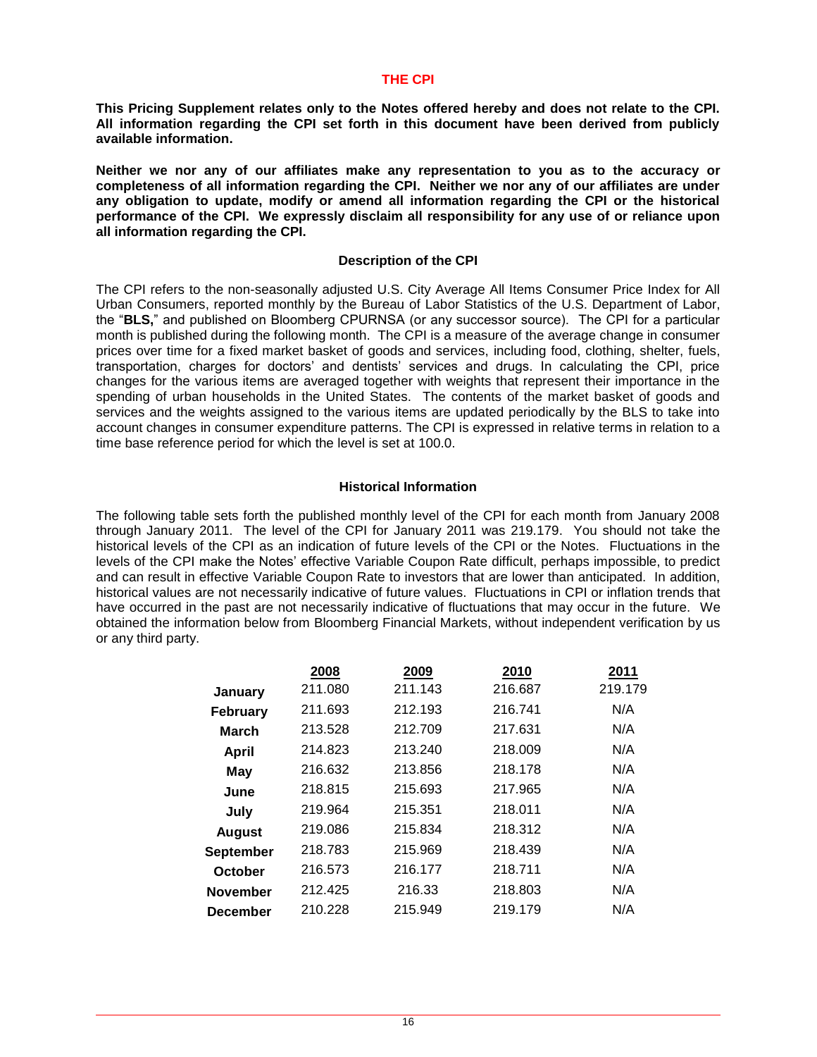## THE CPI

**This Pricing Supplement relates only to the Notes offered hereby and does not relate to the CPI. All information regarding the CPI set forth in this document have been derived from publicly available information.**

**Neither we nor any of our affiliates make any representation to you as to the accuracy or completeness of all information regarding the CPI. Neither we nor any of our affiliates are under any obligation to update, modify or amend all information regarding the CPI or the historical performance of the CPI. We expressly disclaim all responsibility for any use of or reliance upon all information regarding the CPI.**

### Description of the CPI

The CPI refers to the non-seasonally adjusted U.S. City Average All Items Consumer Price Index for All Urban Consumers, reported monthly by the Bureau of Labor Statistics of the U.S. Department of Labor, the "**BLS,**" and published on Bloomberg CPURNSA (or any successor source). The CPI for a particular month is published during the following month. The CPI is a measure of the average change in consumer prices over time for a fixed market basket of goods and services, including food, clothing, shelter, fuels, transportation, charges for doctors' and dentists' services and drugs. In calculating the CPI, price changes for the various items are averaged together with weights that represent their importance in the spending of urban households in the United States. The contents of the market basket of goods and services and the weights assigned to the various items are updated periodically by the BLS to take into account changes in consumer expenditure patterns. The CPI is expressed in relative terms in relation to a time base reference period for which the level is set at 100.0.

### Historical Information

The following table sets forth the published monthly level of the CPI for each month from January 2008 through January 2011. The level of the CPI for January 2011 was 219.179. You should not take the historical levels of the CPI as an indication of future levels of the CPI or the Notes. Fluctuations in the levels of the CPI make the Notes' effective Variable Coupon Rate difficult, perhaps impossible, to predict and can result in effective Variable Coupon Rate to investors that are lower than anticipated. In addition, historical values are not necessarily indicative of future values. Fluctuations in CPI or inflation trends that have occurred in the past are not necessarily indicative of fluctuations that may occur in the future. We obtained the information below from Bloomberg Financial Markets, without independent verification by us or any third party.

| | 2008 | 2009 | 2010 | 2011 |
|---|---|---|---|---|
| **January** | 211.080 | 211.143 | 216.687 | 219.179 |
| **February** | 211.693 | 212.193 | 216.741 | N/A |
| **March** | 213.528 | 212.709 | 217.631 | N/A |
| **April** | 214.823 | 213.240 | 218.009 | N/A |
| **May** | 216.632 | 213.856 | 218.178 | N/A |
| **June** | 218.815 | 215.693 | 217.965 | N/A |
| **July** | 219.964 | 215.351 | 218.011 | N/A |
| **August** | 219.086 | 215.834 | 218.312 | N/A |
| **September** | 218.783 | 215.969 | 218.439 | N/A |
| **October** | 216.573 | 216.177 | 218.711 | N/A |
| **November** | 212.425 | 216.33 | 218.803 | N/A |
| **December** | 210.228 | 215.949 | 219.179 | N/A |